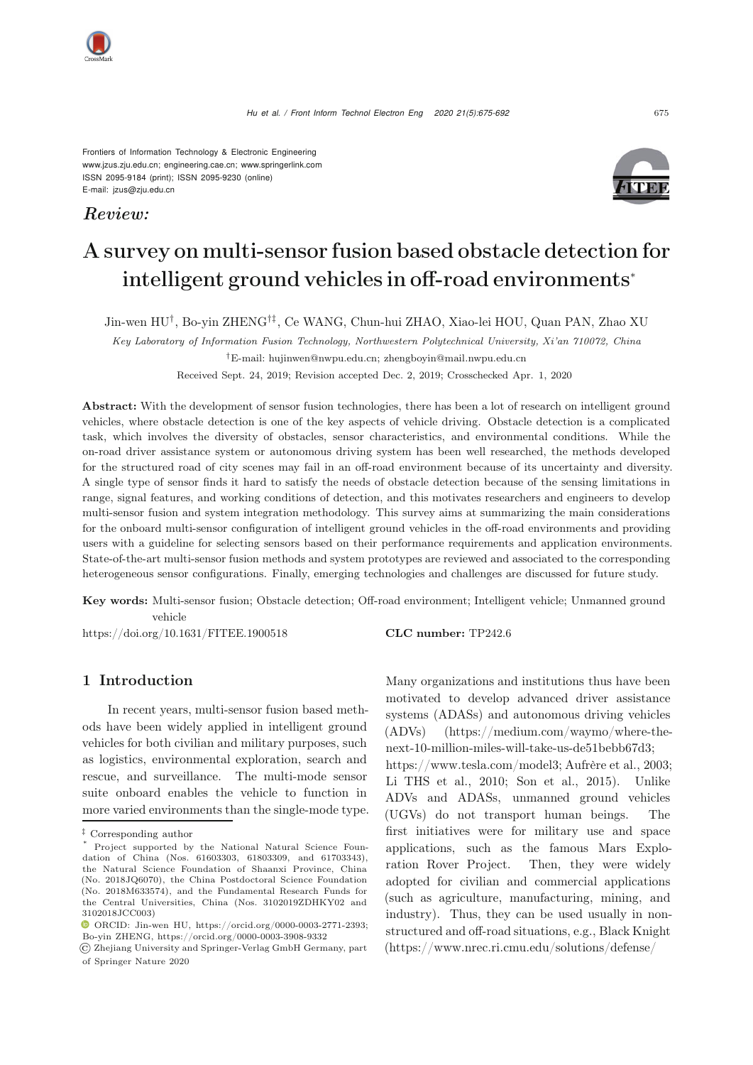Frontiers of Information Technology & Electronic Engineering
www.jzus.zju.edu.cn; engineering.cae.cn; www.springerlink.com
ISSN 2095-9184 (print); ISSN 2095-9230 (online)
E-mail: jzus@zju.edu.cn

*Review:*

# A survey on multi-sensor fusion based obstacle detection for intelligent ground vehicles in off-road environments*

Jin-wen HU†, Bo-yin ZHENG†‡, Ce WANG, Chun-hui ZHAO, Xiao-lei HOU, Quan PAN, Zhao XU

*Key Laboratory of Information Fusion Technology, Northwestern Polytechnical University, Xi'an 710072, China*

†E-mail: hujinwen@nwpu.edu.cn; zhengboyin@mail.nwpu.edu.cn

Received Sept. 24, 2019; Revision accepted Dec. 2, 2019; Crosschecked Apr. 1, 2020

**Abstract:** With the development of sensor fusion technologies, there has been a lot of research on intelligent ground vehicles, where obstacle detection is one of the key aspects of vehicle driving. Obstacle detection is a complicated task, which involves the diversity of obstacles, sensor characteristics, and environmental conditions. While the on-road driver assistance system or autonomous driving system has been well researched, the methods developed for the structured road of city scenes may fail in an off-road environment because of its uncertainty and diversity. A single type of sensor finds it hard to satisfy the needs of obstacle detection because of the sensing limitations in range, signal features, and working conditions of detection, and this motivates researchers and engineers to develop multi-sensor fusion and system integration methodology. This survey aims at summarizing the main considerations for the onboard multi-sensor configuration of intelligent ground vehicles in the off-road environments and providing users with a guideline for selecting sensors based on their performance requirements and application environments. State-of-the-art multi-sensor fusion methods and system prototypes are reviewed and associated to the corresponding heterogeneous sensor configurations. Finally, emerging technologies and challenges are discussed for future study.

**Key words:** Multi-sensor fusion; Obstacle detection; Off-road environment; Intelligent vehicle; Unmanned ground vehicle

https://doi.org/10.1631/FITEE.1900518 **CLC number:** TP242.6

## 1 Introduction

In recent years, multi-sensor fusion based methods have been widely applied in intelligent ground vehicles for both civilian and military purposes, such as logistics, environmental exploration, search and rescue, and surveillance. The multi-mode sensor suite onboard enables the vehicle to function in more varied environments than the single-mode type. Many organizations and institutions thus have been motivated to develop advanced driver assistance systems (ADASs) and autonomous driving vehicles (ADVs) (https://medium.com/waymo/where-the-next-10-million-miles-will-take-us-de51bebb67d3; https://www.tesla.com/model3; Aufrère et al., 2003; Li THS et al., 2010; Son et al., 2015). Unlike ADVs and ADASs, unmanned ground vehicles (UGVs) do not transport human beings. The first initiatives were for military use and space applications, such as the famous Mars Exploration Rover Project. Then, they were widely adopted for civilian and commercial applications (such as agriculture, manufacturing, mining, and industry). Thus, they can be used usually in non-structured and off-road situations, e.g., Black Knight (https://www.nrec.ri.cmu.edu/solutions/defense/

‡ Corresponding author

* Project supported by the National Natural Science Foundation of China (Nos. 61603303, 61803309, and 61703343), the Natural Science Foundation of Shaanxi Province, China (No. 2018JQ6070), the China Postdoctoral Science Foundation (No. 2018M633574), and the Fundamental Research Funds for the Central Universities, China (Nos. 3102019ZDHKY02 and 3102018JCC003)

ORCID: Jin-wen HU, https://orcid.org/0000-0003-2771-2393; Bo-yin ZHENG, https://orcid.org/0000-0003-3908-9332

© Zhejiang University and Springer-Verlag GmbH Germany, part of Springer Nature 2020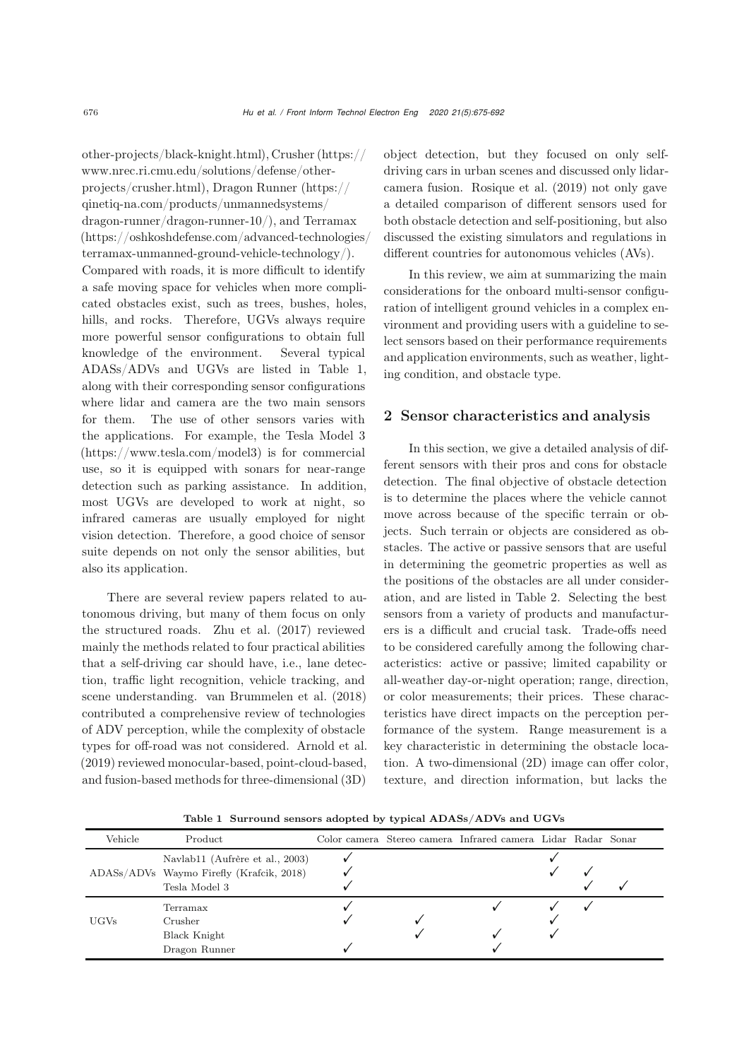other-projects/black-knight.html), Crusher (https://www.nrec.ri.cmu.edu/solutions/defense/other-projects/crusher.html), Dragon Runner (https://qinetiq-na.com/products/unmannedsystems/dragon-runner/dragon-runner-10/), and Terramax (https://oshkoshdefense.com/advanced-technologies/terramax-unmanned-ground-vehicle-technology/). Compared with roads, it is more difficult to identify a safe moving space for vehicles when more complicated obstacles exist, such as trees, bushes, holes, hills, and rocks. Therefore, UGVs always require more powerful sensor configurations to obtain full knowledge of the environment. Several typical ADASs/ADVs and UGVs are listed in Table 1, along with their corresponding sensor configurations where lidar and camera are the two main sensors for them. The use of other sensors varies with the applications. For example, the Tesla Model 3 (https://www.tesla.com/model3) is for commercial use, so it is equipped with sonars for near-range detection such as parking assistance. In addition, most UGVs are developed to work at night, so infrared cameras are usually employed for night vision detection. Therefore, a good choice of sensor suite depends on not only the sensor abilities, but also its application.

There are several review papers related to autonomous driving, but many of them focus on only the structured roads. Zhu et al. (2017) reviewed mainly the methods related to four practical abilities that a self-driving car should have, i.e., lane detection, traffic light recognition, vehicle tracking, and scene understanding. van Brummelen et al. (2018) contributed a comprehensive review of technologies of ADV perception, while the complexity of obstacle types for off-road was not considered. Arnold et al. (2019) reviewed monocular-based, point-cloud-based, and fusion-based methods for three-dimensional (3D) object detection, but they focused on only self-driving cars in urban scenes and discussed only lidar-camera fusion. Rosique et al. (2019) not only gave a detailed comparison of different sensors used for both obstacle detection and self-positioning, but also discussed the existing simulators and regulations in different countries for autonomous vehicles (AVs).

In this review, we aim at summarizing the main considerations for the onboard multi-sensor configuration of intelligent ground vehicles in a complex environment and providing users with a guideline to select sensors based on their performance requirements and application environments, such as weather, lighting condition, and obstacle type.

## 2 Sensor characteristics and analysis

In this section, we give a detailed analysis of different sensors with their pros and cons for obstacle detection. The final objective of obstacle detection is to determine the places where the vehicle cannot move across because of the specific terrain or objects. Such terrain or objects are considered as obstacles. The active or passive sensors that are useful in determining the geometric properties as well as the positions of the obstacles are all under consideration, and are listed in Table 2. Selecting the best sensors from a variety of products and manufacturers is a difficult and crucial task. Trade-offs need to be considered carefully among the following characteristics: active or passive; limited capability or all-weather day-or-night operation; range, direction, or color measurements; their prices. These characteristics have direct impacts on the perception performance of the system. Range measurement is a key characteristic in determining the obstacle location. A two-dimensional (2D) image can offer color, texture, and direction information, but lacks the

**Table 1 Surround sensors adopted by typical ADASs/ADVs and UGVs**

| Vehicle | Product | Color camera | Stereo camera | Infrared camera | Lidar | Radar | Sonar |
|---|---|---|---|---|---|---|---|
| ADASs/ADVs | Navlab11 (Aufrère et al., 2003) | ✓ | | | ✓ | | |
| | Waymo Firefly (Krafcik, 2018) | ✓ | | | ✓ | ✓ | |
| | Tesla Model 3 | ✓ | | | | ✓ | ✓ |
| UGVs | Terramax | ✓ | | ✓ | ✓ | ✓ | |
| | Crusher | ✓ | ✓ | | ✓ | | |
| | Black Knight | | ✓ | ✓ | ✓ | | |
| | Dragon Runner | ✓ | | ✓ | | | |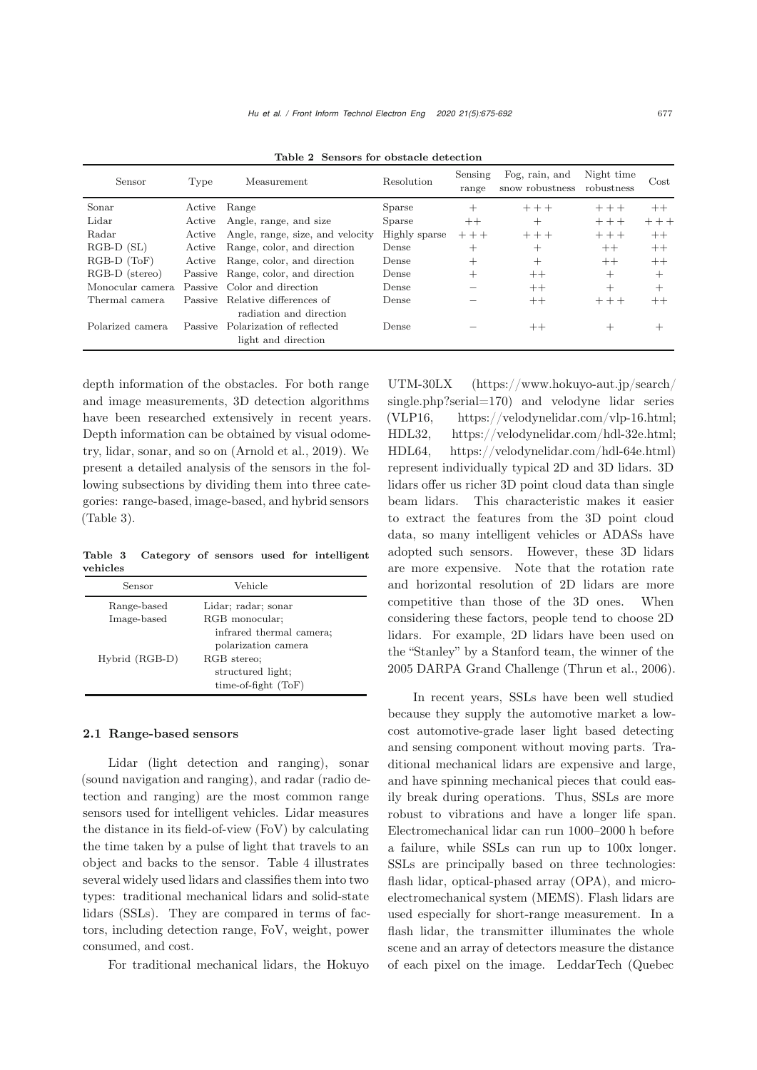**Table 2 Sensors for obstacle detection**

| Sensor | Type | Measurement | Resolution | Sensing range | Fog, rain, and snow robustness | Night time robustness | Cost |
|---|---|---|---|---|---|---|---|
| Sonar | Active | Range | Sparse | + | +++ | +++ | ++ |
| Lidar | Active | Angle, range, and size | Sparse | ++ | + | +++ | +++ |
| Radar | Active | Angle, range, size, and velocity | Highly sparse | +++ | +++ | +++ | ++ |
| RGB-D (SL) | Active | Range, color, and direction | Dense | + | + | ++ | ++ |
| RGB-D (ToF) | Active | Range, color, and direction | Dense | + | + | ++ | ++ |
| RGB-D (stereo) | Passive | Range, color, and direction | Dense | + | ++ | + | + |
| Monocular camera | Passive | Color and direction | Dense | − | ++ | + | + |
| Thermal camera | Passive | Relative differences of radiation and direction | Dense | − | ++ | +++ | ++ |
| Polarized camera | Passive | Polarization of reflected light and direction | Dense | − | ++ | + | + |

depth information of the obstacles. For both range and image measurements, 3D detection algorithms have been researched extensively in recent years. Depth information can be obtained by visual odometry, lidar, sonar, and so on (Arnold et al., 2019). We present a detailed analysis of the sensors in the following subsections by dividing them into three categories: range-based, image-based, and hybrid sensors (Table 3).

**Table 3 Category of sensors used for intelligent vehicles**

| Sensor | Vehicle |
|---|---|
| Range-based | Lidar; radar; sonar |
| Image-based | RGB monocular; infrared thermal camera; polarization camera |
| Hybrid (RGB-D) | RGB stereo; structured light; time-of-fight (ToF) |

### 2.1 Range-based sensors

Lidar (light detection and ranging), sonar (sound navigation and ranging), and radar (radio detection and ranging) are the most common range sensors used for intelligent vehicles. Lidar measures the distance in its field-of-view (FoV) by calculating the time taken by a pulse of light that travels to an object and backs to the sensor. Table 4 illustrates several widely used lidars and classifies them into two types: traditional mechanical lidars and solid-state lidars (SSLs). They are compared in terms of factors, including detection range, FoV, weight, power consumed, and cost.

For traditional mechanical lidars, the Hokuyo UTM-30LX (https://www.hokuyo-aut.jp/search/single.php?serial=170) and velodyne lidar series (VLP16, https://velodynelidar.com/vlp-16.html; HDL32, https://velodynelidar.com/hdl-32e.html; HDL64, https://velodynelidar.com/hdl-64e.html) represent individually typical 2D and 3D lidars. 3D lidars offer us richer 3D point cloud data than single beam lidars. This characteristic makes it easier to extract the features from the 3D point cloud data, so many intelligent vehicles or ADASs have adopted such sensors. However, these 3D lidars are more expensive. Note that the rotation rate and horizontal resolution of 2D lidars are more competitive than those of the 3D ones. When considering these factors, people tend to choose 2D lidars. For example, 2D lidars have been used on the "Stanley" by a Stanford team, the winner of the 2005 DARPA Grand Challenge (Thrun et al., 2006).

In recent years, SSLs have been well studied because they supply the automotive market a low-cost automotive-grade laser light based detecting and sensing component without moving parts. Traditional mechanical lidars are expensive and large, and have spinning mechanical pieces that could easily break during operations. Thus, SSLs are more robust to vibrations and have a longer life span. Electromechanical lidar can run 1000–2000 h before a failure, while SSLs can run up to 100x longer. SSLs are principally based on three technologies: flash lidar, optical-phased array (OPA), and micro-electromechanical system (MEMS). Flash lidars are used especially for short-range measurement. In a flash lidar, the transmitter illuminates the whole scene and an array of detectors measure the distance of each pixel on the image. LeddarTech (Quebec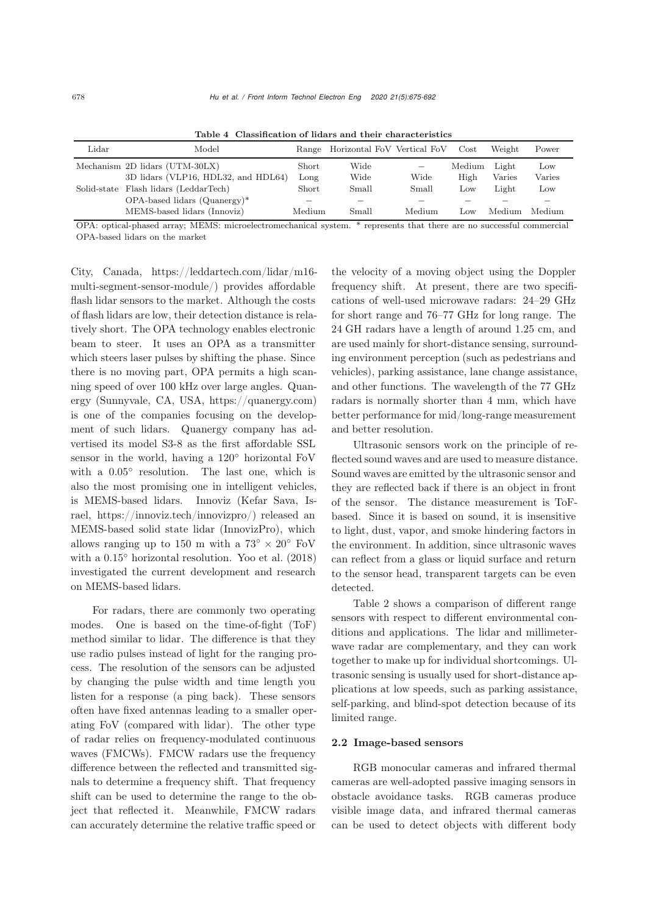**Table 4 Classification of lidars and their characteristics**

| Lidar | Model | Range | Horizontal FoV | Vertical FoV | Cost | Weight | Power |
|---|---|---|---|---|---|---|---|
| Mechanism | 2D lidars (UTM-30LX) | Short | Wide | – | Medium | Light | Low |
| | 3D lidars (VLP16, HDL32, and HDL64) | Long | Wide | Wide | High | Varies | Varies |
| Solid-state | Flash lidars (LeddarTech) | Short | Small | Small | Low | Light | Low |
| | OPA-based lidars (Quanergy)* | – | – | – | – | – | – |
| | MEMS-based lidars (Innoviz) | Medium | Small | Medium | Low | Medium | Medium |

OPA: optical-phased array; MEMS: microelectromechanical system. * represents that there are no successful commercial OPA-based lidars on the market

City, Canada, https://leddartech.com/lidar/m16-multi-segment-sensor-module/) provides affordable flash lidar sensors to the market. Although the costs of flash lidars are low, their detection distance is relatively short. The OPA technology enables electronic beam to steer. It uses an OPA as a transmitter which steers laser pulses by shifting the phase. Since there is no moving part, OPA permits a high scanning speed of over 100 kHz over large angles. Quanergy (Sunnyvale, CA, USA, https://quanergy.com) is one of the companies focusing on the development of such lidars. Quanergy company has advertised its model S3-8 as the first affordable SSL sensor in the world, having a 120° horizontal FoV with a 0.05° resolution. The last one, which is also the most promising one in intelligent vehicles, is MEMS-based lidars. Innoviz (Kefar Sava, Israel, https://innoviz.tech/innovizpro/) released an MEMS-based solid state lidar (InnovizPro), which allows ranging up to 150 m with a 73° × 20° FoV with a 0.15° horizontal resolution. Yoo et al. (2018) investigated the current development and research on MEMS-based lidars.

For radars, there are commonly two operating modes. One is based on the time-of-fight (ToF) method similar to lidar. The difference is that they use radio pulses instead of light for the ranging process. The resolution of the sensors can be adjusted by changing the pulse width and time length you listen for a response (a ping back). These sensors often have fixed antennas leading to a smaller operating FoV (compared with lidar). The other type of radar relies on frequency-modulated continuous waves (FMCWs). FMCW radars use the frequency difference between the reflected and transmitted signals to determine a frequency shift. That frequency shift can be used to determine the range to the object that reflected it. Meanwhile, FMCW radars can accurately determine the relative traffic speed or the velocity of a moving object using the Doppler frequency shift. At present, there are two specifications of well-used microwave radars: 24–29 GHz for short range and 76–77 GHz for long range. The 24 GH radars have a length of around 1.25 cm, and are used mainly for short-distance sensing, surrounding environment perception (such as pedestrians and vehicles), parking assistance, lane change assistance, and other functions. The wavelength of the 77 GHz radars is normally shorter than 4 mm, which have better performance for mid/long-range measurement and better resolution.

Ultrasonic sensors work on the principle of reflected sound waves and are used to measure distance. Sound waves are emitted by the ultrasonic sensor and they are reflected back if there is an object in front of the sensor. The distance measurement is ToF-based. Since it is based on sound, it is insensitive to light, dust, vapor, and smoke hindering factors in the environment. In addition, since ultrasonic waves can reflect from a glass or liquid surface and return to the sensor head, transparent targets can be even detected.

Table 2 shows a comparison of different range sensors with respect to different environmental conditions and applications. The lidar and millimeter-wave radar are complementary, and they can work together to make up for individual shortcomings. Ultrasonic sensing is usually used for short-distance applications at low speeds, such as parking assistance, self-parking, and blind-spot detection because of its limited range.

### 2.2 Image-based sensors

RGB monocular cameras and infrared thermal cameras are well-adopted passive imaging sensors in obstacle avoidance tasks. RGB cameras produce visible image data, and infrared thermal cameras can be used to detect objects with different body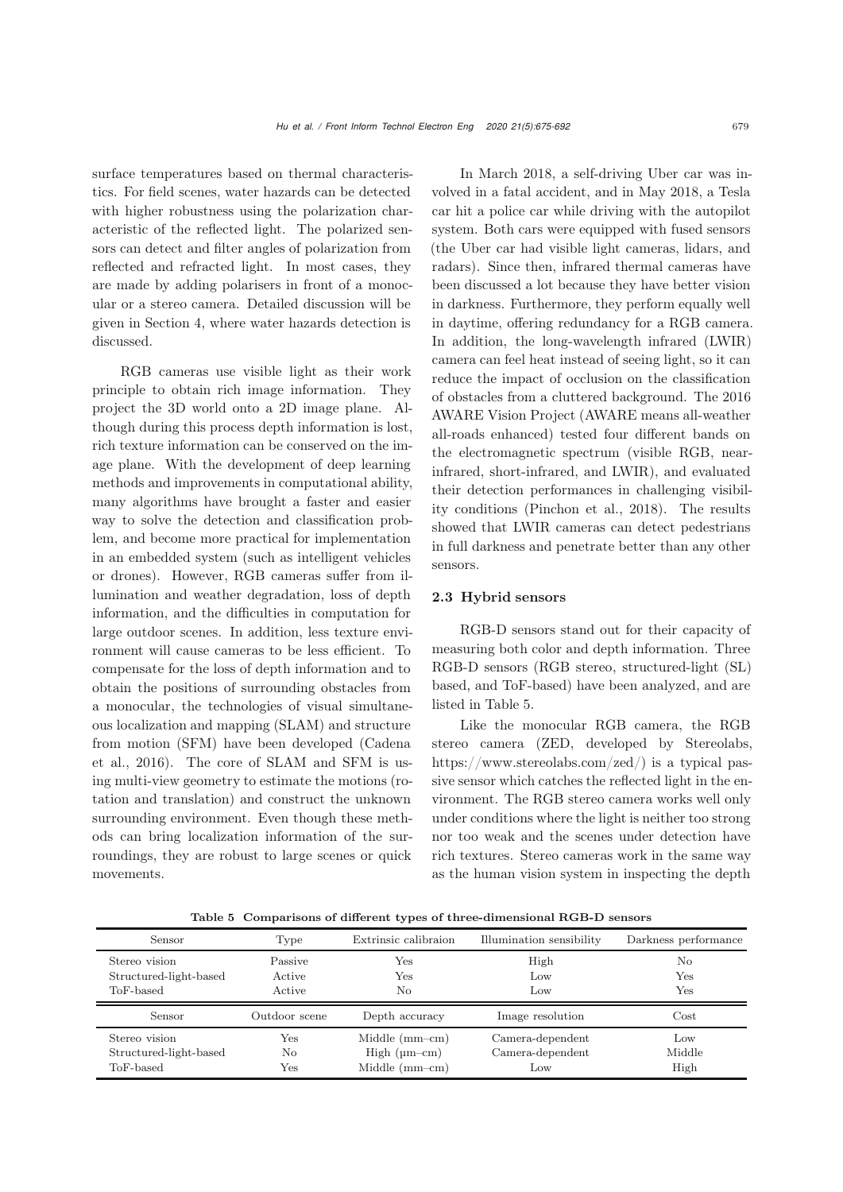surface temperatures based on thermal characteristics. For field scenes, water hazards can be detected with higher robustness using the polarization characteristic of the reflected light. The polarized sensors can detect and filter angles of polarization from reflected and refracted light. In most cases, they are made by adding polarisers in front of a monocular or a stereo camera. Detailed discussion will be given in Section 4, where water hazards detection is discussed.

RGB cameras use visible light as their work principle to obtain rich image information. They project the 3D world onto a 2D image plane. Although during this process depth information is lost, rich texture information can be conserved on the image plane. With the development of deep learning methods and improvements in computational ability, many algorithms have brought a faster and easier way to solve the detection and classification problem, and become more practical for implementation in an embedded system (such as intelligent vehicles or drones). However, RGB cameras suffer from illumination and weather degradation, loss of depth information, and the difficulties in computation for large outdoor scenes. In addition, less texture environment will cause cameras to be less efficient. To compensate for the loss of depth information and to obtain the positions of surrounding obstacles from a monocular, the technologies of visual simultaneous localization and mapping (SLAM) and structure from motion (SFM) have been developed (Cadena et al., 2016). The core of SLAM and SFM is using multi-view geometry to estimate the motions (rotation and translation) and construct the unknown surrounding environment. Even though these methods can bring localization information of the surroundings, they are robust to large scenes or quick movements.

In March 2018, a self-driving Uber car was involved in a fatal accident, and in May 2018, a Tesla car hit a police car while driving with the autopilot system. Both cars were equipped with fused sensors (the Uber car had visible light cameras, lidars, and radars). Since then, infrared thermal cameras have been discussed a lot because they have better vision in darkness. Furthermore, they perform equally well in daytime, offering redundancy for a RGB camera. In addition, the long-wavelength infrared (LWIR) camera can feel heat instead of seeing light, so it can reduce the impact of occlusion on the classification of obstacles from a cluttered background. The 2016 AWARE Vision Project (AWARE means all-weather all-roads enhanced) tested four different bands on the electromagnetic spectrum (visible RGB, near-infrared, short-infrared, and LWIR), and evaluated their detection performances in challenging visibility conditions (Pinchon et al., 2018). The results showed that LWIR cameras can detect pedestrians in full darkness and penetrate better than any other sensors.

### 2.3 Hybrid sensors

RGB-D sensors stand out for their capacity of measuring both color and depth information. Three RGB-D sensors (RGB stereo, structured-light (SL) based, and ToF-based) have been analyzed, and are listed in Table 5.

Like the monocular RGB camera, the RGB stereo camera (ZED, developed by Stereolabs, https://www.stereolabs.com/zed/) is a typical passive sensor which catches the reflected light in the environment. The RGB stereo camera works well only under conditions where the light is neither too strong nor too weak and the scenes under detection have rich textures. Stereo cameras work in the same way as the human vision system in inspecting the depth

**Table 5 Comparisons of different types of three-dimensional RGB-D sensors**

| Sensor | Type | Extrinsic calibraion | Illumination sensibility | Darkness performance |
|---|---|---|---|---|
| Stereo vision | Passive | Yes | High | No |
| Structured-light-based | Active | Yes | Low | Yes |
| ToF-based | Active | No | Low | Yes |
| **Sensor** | **Outdoor scene** | **Depth accuracy** | **Image resolution** | **Cost** |
| Stereo vision | Yes | Middle (mm–cm) | Camera-dependent | Low |
| Structured-light-based | No | High (μm–cm) | Camera-dependent | Middle |
| ToF-based | Yes | Middle (mm–cm) | Low | High |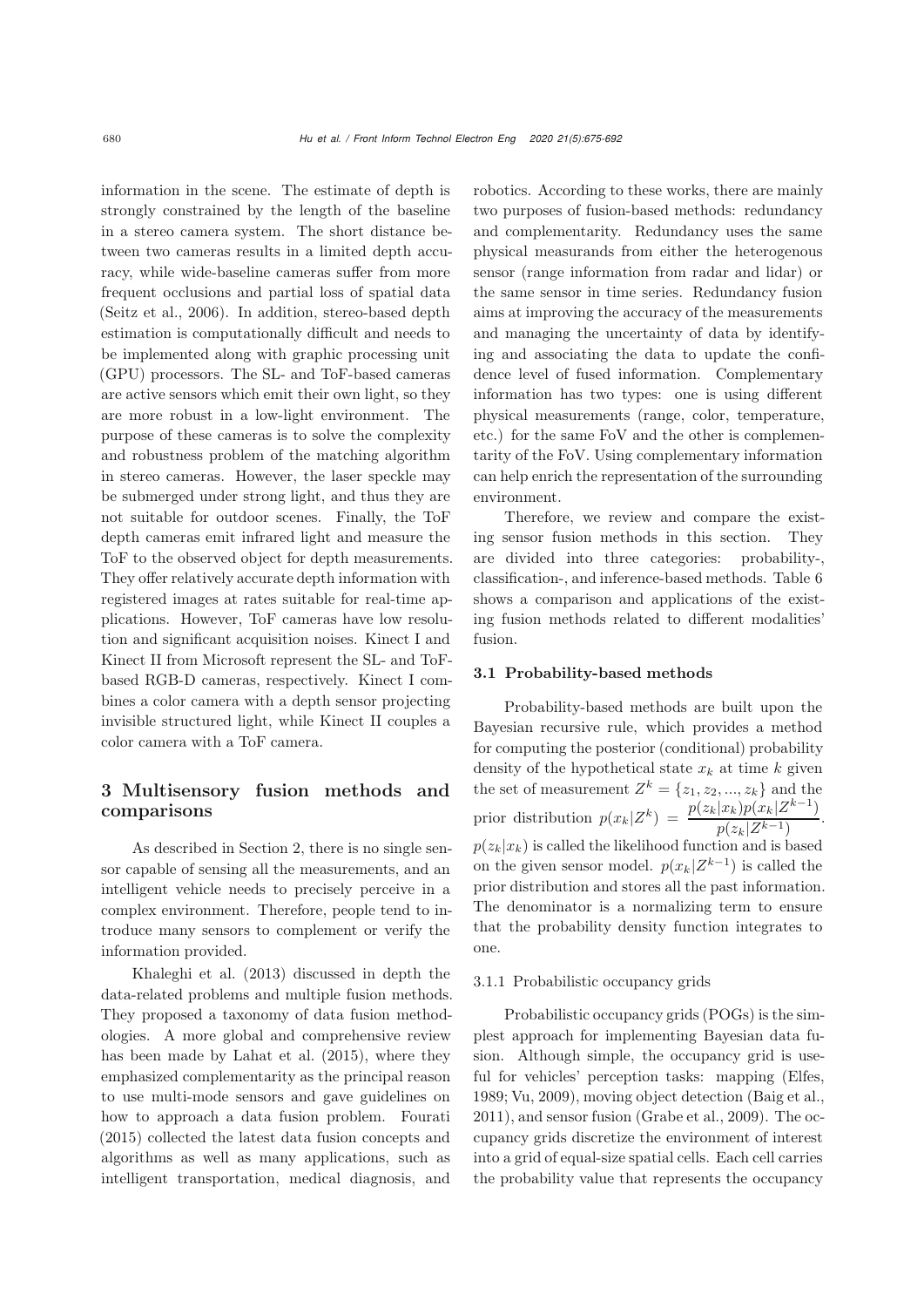information in the scene. The estimate of depth is strongly constrained by the length of the baseline in a stereo camera system. The short distance between two cameras results in a limited depth accuracy, while wide-baseline cameras suffer from more frequent occlusions and partial loss of spatial data (Seitz et al., 2006). In addition, stereo-based depth estimation is computationally difficult and needs to be implemented along with graphic processing unit (GPU) processors. The SL- and ToF-based cameras are active sensors which emit their own light, so they are more robust in a low-light environment. The purpose of these cameras is to solve the complexity and robustness problem of the matching algorithm in stereo cameras. However, the laser speckle may be submerged under strong light, and thus they are not suitable for outdoor scenes. Finally, the ToF depth cameras emit infrared light and measure the ToF to the observed object for depth measurements. They offer relatively accurate depth information with registered images at rates suitable for real-time applications. However, ToF cameras have low resolution and significant acquisition noises. Kinect I and Kinect II from Microsoft represent the SL- and ToF-based RGB-D cameras, respectively. Kinect I combines a color camera with a depth sensor projecting invisible structured light, while Kinect II couples a color camera with a ToF camera.

## 3 Multisensory fusion methods and comparisons

As described in Section 2, there is no single sensor capable of sensing all the measurements, and an intelligent vehicle needs to precisely perceive in a complex environment. Therefore, people tend to introduce many sensors to complement or verify the information provided.

Khaleghi et al. (2013) discussed in depth the data-related problems and multiple fusion methods. They proposed a taxonomy of data fusion methodologies. A more global and comprehensive review has been made by Lahat et al. (2015), where they emphasized complementarity as the principal reason to use multi-mode sensors and gave guidelines on how to approach a data fusion problem. Fourati (2015) collected the latest data fusion concepts and algorithms as well as many applications, such as intelligent transportation, medical diagnosis, and robotics. According to these works, there are mainly two purposes of fusion-based methods: redundancy and complementarity. Redundancy uses the same physical measurands from either the heterogenous sensor (range information from radar and lidar) or the same sensor in time series. Redundancy fusion aims at improving the accuracy of the measurements and managing the uncertainty of data by identifying and associating the data to update the confidence level of fused information. Complementary information has two types: one is using different physical measurements (range, color, temperature, etc.) for the same FoV and the other is complementarity of the FoV. Using complementary information can help enrich the representation of the surrounding environment.

Therefore, we review and compare the existing sensor fusion methods in this section. They are divided into three categories: probability-, classification-, and inference-based methods. Table 6 shows a comparison and applications of the existing fusion methods related to different modalities' fusion.

### 3.1 Probability-based methods

Probability-based methods are built upon the Bayesian recursive rule, which provides a method for computing the posterior (conditional) probability density of the hypothetical state $x_k$ at time $k$ given the set of measurement $Z^k = \{z_1, z_2, ..., z_k\}$ and the prior distribution $p(x_k|Z^k) = \frac{p(z_k|x_k)p(x_k|Z^{k-1})}{p(z_k|Z^{k-1})}$. $p(z_k|x_k)$ is called the likelihood function and is based on the given sensor model. $p(x_k|Z^{k-1})$ is called the prior distribution and stores all the past information. The denominator is a normalizing term to ensure that the probability density function integrates to one.

#### 3.1.1 Probabilistic occupancy grids

Probabilistic occupancy grids (POGs) is the simplest approach for implementing Bayesian data fusion. Although simple, the occupancy grid is useful for vehicles' perception tasks: mapping (Elfes, 1989; Vu, 2009), moving object detection (Baig et al., 2011), and sensor fusion (Grabe et al., 2009). The occupancy grids discretize the environment of interest into a grid of equal-size spatial cells. Each cell carries the probability value that represents the occupancy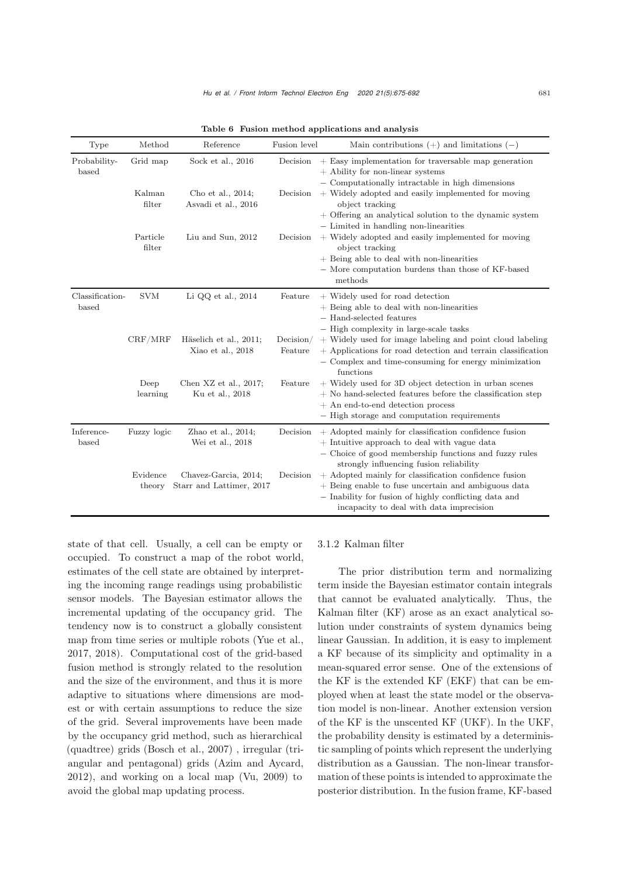**Table 6 Fusion method applications and analysis**

| Type | Method | Reference | Fusion level | Main contributions (+) and limitations (−) |
|---|---|---|---|---|
| Probability-based | Grid map | Sock et al., 2016 | Decision | + Easy implementation for traversable map generation<br>+ Ability for non-linear systems<br>− Computationally intractable in high dimensions |
| | Kalman filter | Cho et al., 2014; Asvadi et al., 2016 | Decision | + Widely adopted and easily implemented for moving object tracking<br>+ Offering an analytical solution to the dynamic system<br>− Limited in handling non-linearities |
| | Particle filter | Liu and Sun, 2012 | Decision | + Widely adopted and easily implemented for moving object tracking<br>+ Being able to deal with non-linearities<br>− More computation burdens than those of KF-based methods |
| Classification-based | SVM | Li QQ et al., 2014 | Feature | + Widely used for road detection<br>+ Being able to deal with non-linearities<br>− Hand-selected features<br>− High complexity in large-scale tasks |
| | CRF/MRF | Häselich et al., 2011; Xiao et al., 2018 | Decision/ Feature | + Widely used for image labeling and point cloud labeling<br>+ Applications for road detection and terrain classification<br>− Complex and time-consuming for energy minimization functions |
| | Deep learning | Chen XZ et al., 2017; Ku et al., 2018 | Feature | + Widely used for 3D object detection in urban scenes<br>+ No hand-selected features before the classification step<br>+ An end-to-end detection process<br>− High storage and computation requirements |
| Inference-based | Fuzzy logic | Zhao et al., 2014; Wei et al., 2018 | Decision | + Adopted mainly for classification confidence fusion<br>+ Intuitive approach to deal with vague data<br>− Choice of good membership functions and fuzzy rules strongly influencing fusion reliability |
| | Evidence theory | Chavez-Garcia, 2014; Starr and Lattimer, 2017 | Decision | + Adopted mainly for classification confidence fusion<br>+ Being enable to fuse uncertain and ambiguous data<br>− Inability for fusion of highly conflicting data and incapacity to deal with data imprecision |

state of that cell. Usually, a cell can be empty or occupied. To construct a map of the robot world, estimates of the cell state are obtained by interpreting the incoming range readings using probabilistic sensor models. The Bayesian estimator allows the incremental updating of the occupancy grid. The tendency now is to construct a globally consistent map from time series or multiple robots (Yue et al., 2017, 2018). Computational cost of the grid-based fusion method is strongly related to the resolution and the size of the environment, and thus it is more adaptive to situations where dimensions are modest or with certain assumptions to reduce the size of the grid. Several improvements have been made by the occupancy grid method, such as hierarchical (quadtree) grids (Bosch et al., 2007) , irregular (triangular and pentagonal) grids (Azim and Aycard, 2012), and working on a local map (Vu, 2009) to avoid the global map updating process.

#### 3.1.2 Kalman filter

The prior distribution term and normalizing term inside the Bayesian estimator contain integrals that cannot be evaluated analytically. Thus, the Kalman filter (KF) arose as an exact analytical solution under constraints of system dynamics being linear Gaussian. In addition, it is easy to implement a KF because of its simplicity and optimality in a mean-squared error sense. One of the extensions of the KF is the extended KF (EKF) that can be employed when at least the state model or the observation model is non-linear. Another extension version of the KF is the unscented KF (UKF). In the UKF, the probability density is estimated by a deterministic sampling of points which represent the underlying distribution as a Gaussian. The non-linear transformation of these points is intended to approximate the posterior distribution. In the fusion frame, KF-based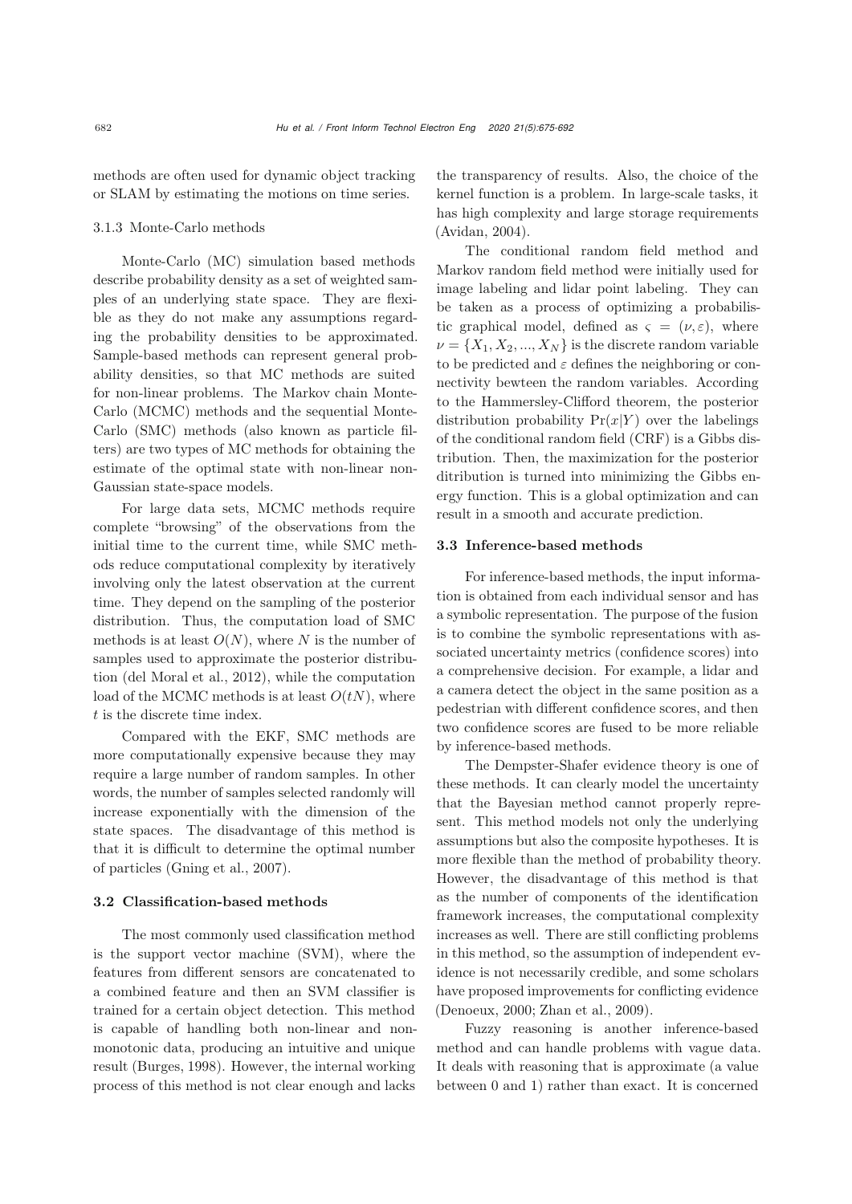methods are often used for dynamic object tracking or SLAM by estimating the motions on time series.

#### 3.1.3 Monte-Carlo methods

Monte-Carlo (MC) simulation based methods describe probability density as a set of weighted samples of an underlying state space. They are flexible as they do not make any assumptions regarding the probability densities to be approximated. Sample-based methods can represent general probability densities, so that MC methods are suited for non-linear problems. The Markov chain Monte-Carlo (MCMC) methods and the sequential Monte-Carlo (SMC) methods (also known as particle filters) are two types of MC methods for obtaining the estimate of the optimal state with non-linear non-Gaussian state-space models.

For large data sets, MCMC methods require complete "browsing" of the observations from the initial time to the current time, while SMC methods reduce computational complexity by iteratively involving only the latest observation at the current time. They depend on the sampling of the posterior distribution. Thus, the computation load of SMC methods is at least $O(N)$, where $N$ is the number of samples used to approximate the posterior distribution (del Moral et al., 2012), while the computation load of the MCMC methods is at least $O(tN)$, where $t$ is the discrete time index.

Compared with the EKF, SMC methods are more computationally expensive because they may require a large number of random samples. In other words, the number of samples selected randomly will increase exponentially with the dimension of the state spaces. The disadvantage of this method is that it is difficult to determine the optimal number of particles (Gning et al., 2007).

### 3.2 Classification-based methods

The most commonly used classification method is the support vector machine (SVM), where the features from different sensors are concatenated to a combined feature and then an SVM classifier is trained for a certain object detection. This method is capable of handling both non-linear and non-monotonic data, producing an intuitive and unique result (Burges, 1998). However, the internal working process of this method is not clear enough and lacks the transparency of results. Also, the choice of the kernel function is a problem. In large-scale tasks, it has high complexity and large storage requirements (Avidan, 2004).

The conditional random field method and Markov random field method were initially used for image labeling and lidar point labeling. They can be taken as a process of optimizing a probabilistic graphical model, defined as $\varsigma = (\nu, \varepsilon)$, where $\nu = \{X_1, X_2, ..., X_N\}$ is the discrete random variable to be predicted and $\varepsilon$ defines the neighboring or connectivity bewteen the random variables. According to the Hammersley-Clifford theorem, the posterior distribution probability $\Pr(x|Y)$ over the labelings of the conditional random field (CRF) is a Gibbs distribution. Then, the maximization for the posterior ditribution is turned into minimizing the Gibbs energy function. This is a global optimization and can result in a smooth and accurate prediction.

### 3.3 Inference-based methods

For inference-based methods, the input information is obtained from each individual sensor and has a symbolic representation. The purpose of the fusion is to combine the symbolic representations with associated uncertainty metrics (confidence scores) into a comprehensive decision. For example, a lidar and a camera detect the object in the same position as a pedestrian with different confidence scores, and then two confidence scores are fused to be more reliable by inference-based methods.

The Dempster-Shafer evidence theory is one of these methods. It can clearly model the uncertainty that the Bayesian method cannot properly represent. This method models not only the underlying assumptions but also the composite hypotheses. It is more flexible than the method of probability theory. However, the disadvantage of this method is that as the number of components of the identification framework increases, the computational complexity increases as well. There are still conflicting problems in this method, so the assumption of independent evidence is not necessarily credible, and some scholars have proposed improvements for conflicting evidence (Denoeux, 2000; Zhan et al., 2009).

Fuzzy reasoning is another inference-based method and can handle problems with vague data. It deals with reasoning that is approximate (a value between 0 and 1) rather than exact. It is concerned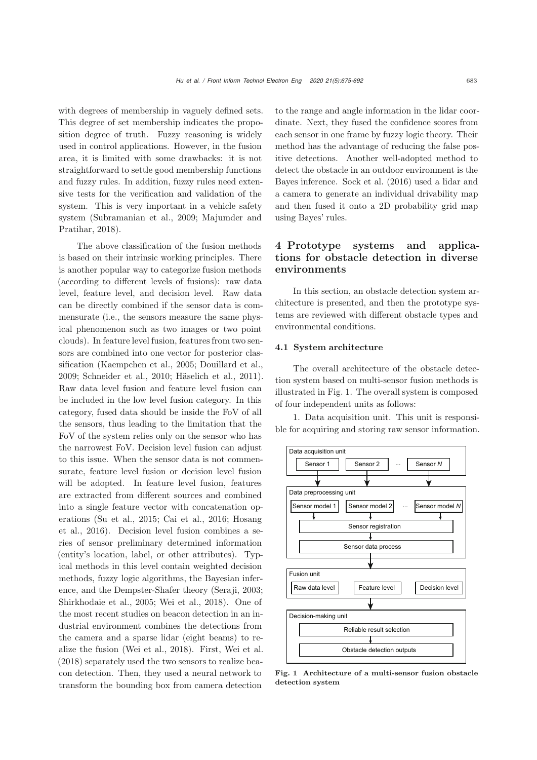with degrees of membership in vaguely defined sets. This degree of set membership indicates the proposition degree of truth. Fuzzy reasoning is widely used in control applications. However, in the fusion area, it is limited with some drawbacks: it is not straightforward to settle good membership functions and fuzzy rules. In addition, fuzzy rules need extensive tests for the verification and validation of the system. This is very important in a vehicle safety system (Subramanian et al., 2009; Majumder and Pratihar, 2018).

The above classification of the fusion methods is based on their intrinsic working principles. There is another popular way to categorize fusion methods (according to different levels of fusions): raw data level, feature level, and decision level. Raw data can be directly combined if the sensor data is commensurate (i.e., the sensors measure the same physical phenomenon such as two images or two point clouds). In feature level fusion, features from two sensors are combined into one vector for posterior classification (Kaempchen et al., 2005; Douillard et al., 2009; Schneider et al., 2010; Häselich et al., 2011). Raw data level fusion and feature level fusion can be included in the low level fusion category. In this category, fused data should be inside the FoV of all the sensors, thus leading to the limitation that the FoV of the system relies only on the sensor who has the narrowest FoV. Decision level fusion can adjust to this issue. When the sensor data is not commensurate, feature level fusion or decision level fusion will be adopted. In feature level fusion, features are extracted from different sources and combined into a single feature vector with concatenation operations (Su et al., 2015; Cai et al., 2016; Hosang et al., 2016). Decision level fusion combines a series of sensor preliminary determined information (entity's location, label, or other attributes). Typical methods in this level contain weighted decision methods, fuzzy logic algorithms, the Bayesian inference, and the Dempster-Shafer theory (Seraji, 2003; Shirkhodaie et al., 2005; Wei et al., 2018). One of the most recent studies on beacon detection in an industrial environment combines the detections from the camera and a sparse lidar (eight beams) to realize the fusion (Wei et al., 2018). First, Wei et al. (2018) separately used the two sensors to realize beacon detection. Then, they used a neural network to transform the bounding box from camera detection to the range and angle information in the lidar coordinate. Next, they fused the confidence scores from each sensor in one frame by fuzzy logic theory. Their method has the advantage of reducing the false positive detections. Another well-adopted method to detect the obstacle in an outdoor environment is the Bayes inference. Sock et al. (2016) used a lidar and a camera to generate an individual drivability map and then fused it onto a 2D probability grid map using Bayes' rules.

## 4 Prototype systems and applications for obstacle detection in diverse environments

In this section, an obstacle detection system architecture is presented, and then the prototype systems are reviewed with different obstacle types and environmental conditions.

### 4.1 System architecture

The overall architecture of the obstacle detection system based on multi-sensor fusion methods is illustrated in Fig. 1. The overall system is composed of four independent units as follows:

1. Data acquisition unit. This unit is responsible for acquiring and storing raw sensor information.

Data acquisition unit: Sensor 1, Sensor 2, ..., Sensor $N$

Data preprocessing unit: Sensor model 1, Sensor model 2, ..., Sensor model $N$; Sensor registration; Sensor data process

Fusion unit: Raw data level, Feature level, Decision level

Decision-making unit: Reliable result selection; Obstacle detection outputs

**Fig. 1 Architecture of a multi-sensor fusion obstacle detection system**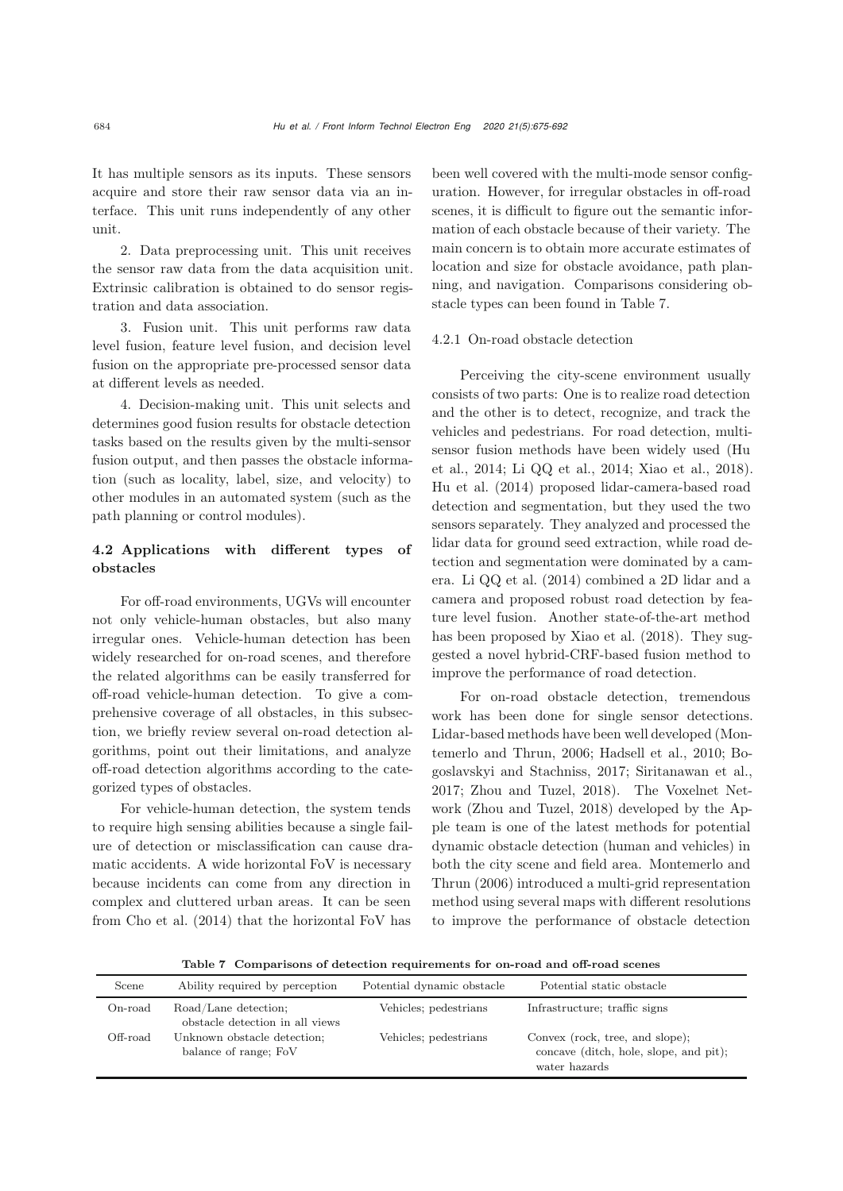It has multiple sensors as its inputs. These sensors acquire and store their raw sensor data via an interface. This unit runs independently of any other unit.

2. Data preprocessing unit. This unit receives the sensor raw data from the data acquisition unit. Extrinsic calibration is obtained to do sensor registration and data association.

3. Fusion unit. This unit performs raw data level fusion, feature level fusion, and decision level fusion on the appropriate pre-processed sensor data at different levels as needed.

4. Decision-making unit. This unit selects and determines good fusion results for obstacle detection tasks based on the results given by the multi-sensor fusion output, and then passes the obstacle information (such as locality, label, size, and velocity) to other modules in an automated system (such as the path planning or control modules).

### 4.2 Applications with different types of obstacles

For off-road environments, UGVs will encounter not only vehicle-human obstacles, but also many irregular ones. Vehicle-human detection has been widely researched for on-road scenes, and therefore the related algorithms can be easily transferred for off-road vehicle-human detection. To give a comprehensive coverage of all obstacles, in this subsection, we briefly review several on-road detection algorithms, point out their limitations, and analyze off-road detection algorithms according to the categorized types of obstacles.

For vehicle-human detection, the system tends to require high sensing abilities because a single failure of detection or misclassification can cause dramatic accidents. A wide horizontal FoV is necessary because incidents can come from any direction in complex and cluttered urban areas. It can be seen from Cho et al. (2014) that the horizontal FoV has been well covered with the multi-mode sensor configuration. However, for irregular obstacles in off-road scenes, it is difficult to figure out the semantic information of each obstacle because of their variety. The main concern is to obtain more accurate estimates of location and size for obstacle avoidance, path planning, and navigation. Comparisons considering obstacle types can been found in Table 7.

#### 4.2.1 On-road obstacle detection

Perceiving the city-scene environment usually consists of two parts: One is to realize road detection and the other is to detect, recognize, and track the vehicles and pedestrians. For road detection, multi-sensor fusion methods have been widely used (Hu et al., 2014; Li QQ et al., 2014; Xiao et al., 2018). Hu et al. (2014) proposed lidar-camera-based road detection and segmentation, but they used the two sensors separately. They analyzed and processed the lidar data for ground seed extraction, while road detection and segmentation were dominated by a camera. Li QQ et al. (2014) combined a 2D lidar and a camera and proposed robust road detection by feature level fusion. Another state-of-the-art method has been proposed by Xiao et al. (2018). They suggested a novel hybrid-CRF-based fusion method to improve the performance of road detection.

For on-road obstacle detection, tremendous work has been done for single sensor detections. Lidar-based methods have been well developed (Montemerlo and Thrun, 2006; Hadsell et al., 2010; Bogoslavskyi and Stachniss, 2017; Siritanawan et al., 2017; Zhou and Tuzel, 2018). The Voxelnet Network (Zhou and Tuzel, 2018) developed by the Apple team is one of the latest methods for potential dynamic obstacle detection (human and vehicles) in both the city scene and field area. Montemerlo and Thrun (2006) introduced a multi-grid representation method using several maps with different resolutions to improve the performance of obstacle detection

**Table 7 Comparisons of detection requirements for on-road and off-road scenes**

| Scene | Ability required by perception | Potential dynamic obstacle | Potential static obstacle |
|---|---|---|---|
| On-road | Road/Lane detection; obstacle detection in all views | Vehicles; pedestrians | Infrastructure; traffic signs |
| Off-road | Unknown obstacle detection; balance of range; FoV | Vehicles; pedestrians | Convex (rock, tree, and slope); concave (ditch, hole, slope, and pit); water hazards |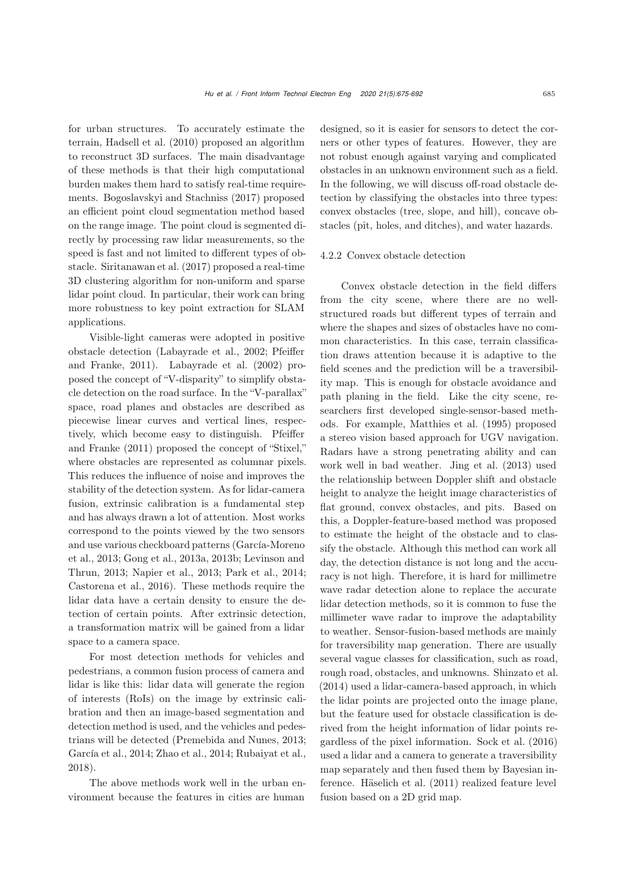for urban structures. To accurately estimate the terrain, Hadsell et al. (2010) proposed an algorithm to reconstruct 3D surfaces. The main disadvantage of these methods is that their high computational burden makes them hard to satisfy real-time requirements. Bogoslavskyi and Stachniss (2017) proposed an efficient point cloud segmentation method based on the range image. The point cloud is segmented directly by processing raw lidar measurements, so the speed is fast and not limited to different types of obstacle. Siritanawan et al. (2017) proposed a real-time 3D clustering algorithm for non-uniform and sparse lidar point cloud. In particular, their work can bring more robustness to key point extraction for SLAM applications.

Visible-light cameras were adopted in positive obstacle detection (Labayrade et al., 2002; Pfeiffer and Franke, 2011). Labayrade et al. (2002) proposed the concept of "V-disparity" to simplify obstacle detection on the road surface. In the "V-parallax" space, road planes and obstacles are described as piecewise linear curves and vertical lines, respectively, which become easy to distinguish. Pfeiffer and Franke (2011) proposed the concept of "Stixel," where obstacles are represented as columnar pixels. This reduces the influence of noise and improves the stability of the detection system. As for lidar-camera fusion, extrinsic calibration is a fundamental step and has always drawn a lot of attention. Most works correspond to the points viewed by the two sensors and use various checkboard patterns (García-Moreno et al., 2013; Gong et al., 2013a, 2013b; Levinson and Thrun, 2013; Napier et al., 2013; Park et al., 2014; Castorena et al., 2016). These methods require the lidar data have a certain density to ensure the detection of certain points. After extrinsic detection, a transformation matrix will be gained from a lidar space to a camera space.

For most detection methods for vehicles and pedestrians, a common fusion process of camera and lidar is like this: lidar data will generate the region of interests (RoIs) on the image by extrinsic calibration and then an image-based segmentation and detection method is used, and the vehicles and pedestrians will be detected (Premebida and Nunes, 2013; García et al., 2014; Zhao et al., 2014; Rubaiyat et al., 2018).

The above methods work well in the urban environment because the features in cities are human designed, so it is easier for sensors to detect the corners or other types of features. However, they are not robust enough against varying and complicated obstacles in an unknown environment such as a field. In the following, we will discuss off-road obstacle detection by classifying the obstacles into three types: convex obstacles (tree, slope, and hill), concave obstacles (pit, holes, and ditches), and water hazards.

#### 4.2.2 Convex obstacle detection

Convex obstacle detection in the field differs from the city scene, where there are no well-structured roads but different types of terrain and where the shapes and sizes of obstacles have no common characteristics. In this case, terrain classification draws attention because it is adaptive to the field scenes and the prediction will be a traversibility map. This is enough for obstacle avoidance and path planing in the field. Like the city scene, researchers first developed single-sensor-based methods. For example, Matthies et al. (1995) proposed a stereo vision based approach for UGV navigation. Radars have a strong penetrating ability and can work well in bad weather. Jing et al. (2013) used the relationship between Doppler shift and obstacle height to analyze the height image characteristics of flat ground, convex obstacles, and pits. Based on this, a Doppler-feature-based method was proposed to estimate the height of the obstacle and to classify the obstacle. Although this method can work all day, the detection distance is not long and the accuracy is not high. Therefore, it is hard for millimetre wave radar detection alone to replace the accurate lidar detection methods, so it is common to fuse the millimeter wave radar to improve the adaptability to weather. Sensor-fusion-based methods are mainly for traversibility map generation. There are usually several vague classes for classification, such as road, rough road, obstacles, and unknowns. Shinzato et al. (2014) used a lidar-camera-based approach, in which the lidar points are projected onto the image plane, but the feature used for obstacle classification is derived from the height information of lidar points regardless of the pixel information. Sock et al. (2016) used a lidar and a camera to generate a traversibility map separately and then fused them by Bayesian inference. Häselich et al. (2011) realized feature level fusion based on a 2D grid map.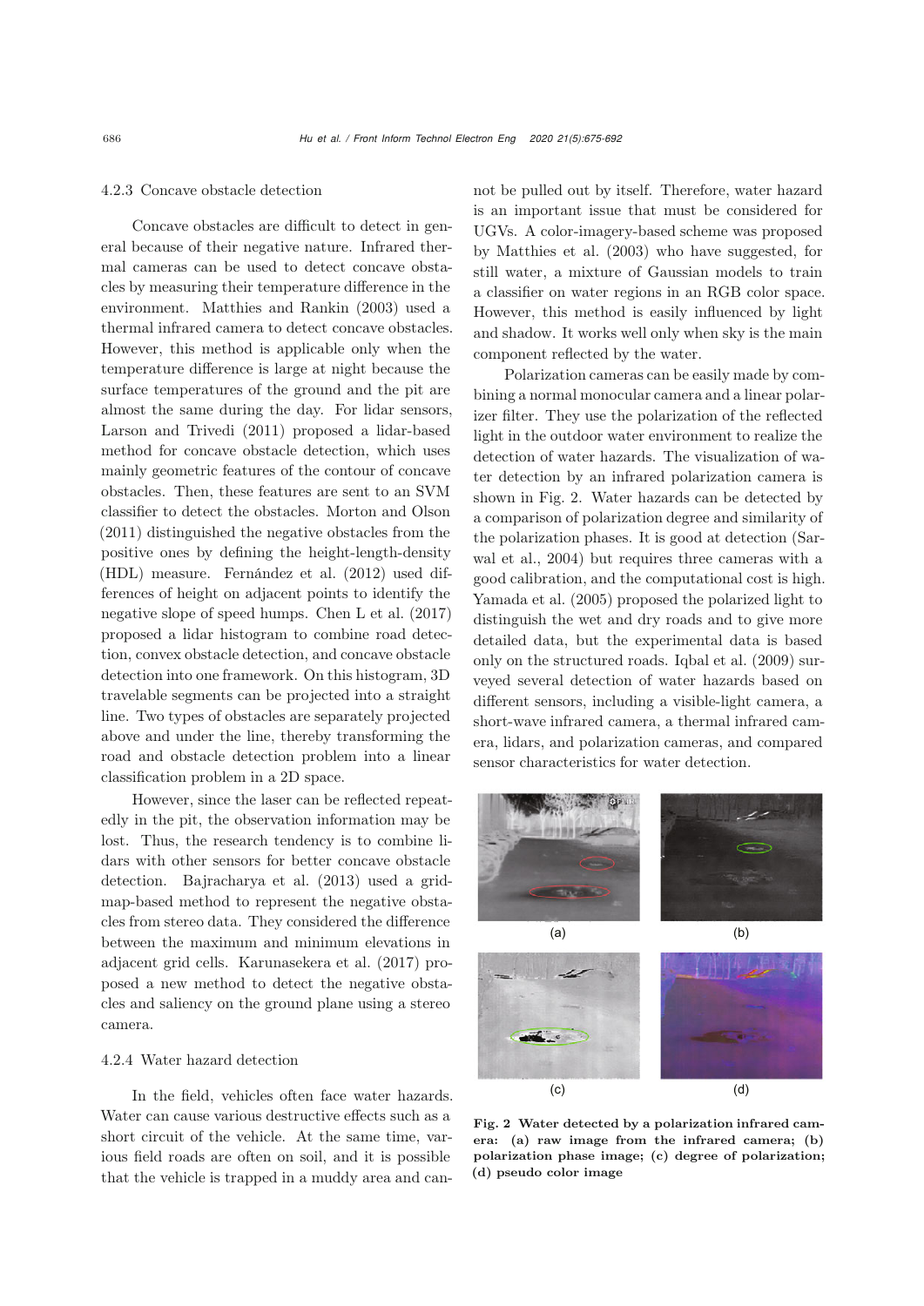#### 4.2.3 Concave obstacle detection

Concave obstacles are difficult to detect in general because of their negative nature. Infrared thermal cameras can be used to detect concave obstacles by measuring their temperature difference in the environment. Matthies and Rankin (2003) used a thermal infrared camera to detect concave obstacles. However, this method is applicable only when the temperature difference is large at night because the surface temperatures of the ground and the pit are almost the same during the day. For lidar sensors, Larson and Trivedi (2011) proposed a lidar-based method for concave obstacle detection, which uses mainly geometric features of the contour of concave obstacles. Then, these features are sent to an SVM classifier to detect the obstacles. Morton and Olson (2011) distinguished the negative obstacles from the positive ones by defining the height-length-density (HDL) measure. Fernández et al. (2012) used differences of height on adjacent points to identify the negative slope of speed humps. Chen L et al. (2017) proposed a lidar histogram to combine road detection, convex obstacle detection, and concave obstacle detection into one framework. On this histogram, 3D travelable segments can be projected into a straight line. Two types of obstacles are separately projected above and under the line, thereby transforming the road and obstacle detection problem into a linear classification problem in a 2D space.

However, since the laser can be reflected repeatedly in the pit, the observation information may be lost. Thus, the research tendency is to combine lidars with other sensors for better concave obstacle detection. Bajracharya et al. (2013) used a grid-map-based method to represent the negative obstacles from stereo data. They considered the difference between the maximum and minimum elevations in adjacent grid cells. Karunasekera et al. (2017) proposed a new method to detect the negative obstacles and saliency on the ground plane using a stereo camera.

#### 4.2.4 Water hazard detection

In the field, vehicles often face water hazards. Water can cause various destructive effects such as a short circuit of the vehicle. At the same time, various field roads are often on soil, and it is possible that the vehicle is trapped in a muddy area and cannot be pulled out by itself. Therefore, water hazard is an important issue that must be considered for UGVs. A color-imagery-based scheme was proposed by Matthies et al. (2003) who have suggested, for still water, a mixture of Gaussian models to train a classifier on water regions in an RGB color space. However, this method is easily influenced by light and shadow. It works well only when sky is the main component reflected by the water.

Polarization cameras can be easily made by combining a normal monocular camera and a linear polarizer filter. They use the polarization of the reflected light in the outdoor water environment to realize the detection of water hazards. The visualization of water detection by an infrared polarization camera is shown in Fig. 2. Water hazards can be detected by a comparison of polarization degree and similarity of the polarization phases. It is good at detection (Sarwal et al., 2004) but requires three cameras with a good calibration, and the computational cost is high. Yamada et al. (2005) proposed the polarized light to distinguish the wet and dry roads and to give more detailed data, but the experimental data is based only on the structured roads. Iqbal et al. (2009) surveyed several detection of water hazards based on different sensors, including a visible-light camera, a short-wave infrared camera, a thermal infrared camera, lidars, and polarization cameras, and compared sensor characteristics for water detection.

**Fig. 2 Water detected by a polarization infrared camera: (a) raw image from the infrared camera; (b) polarization phase image; (c) degree of polarization; (d) pseudo color image**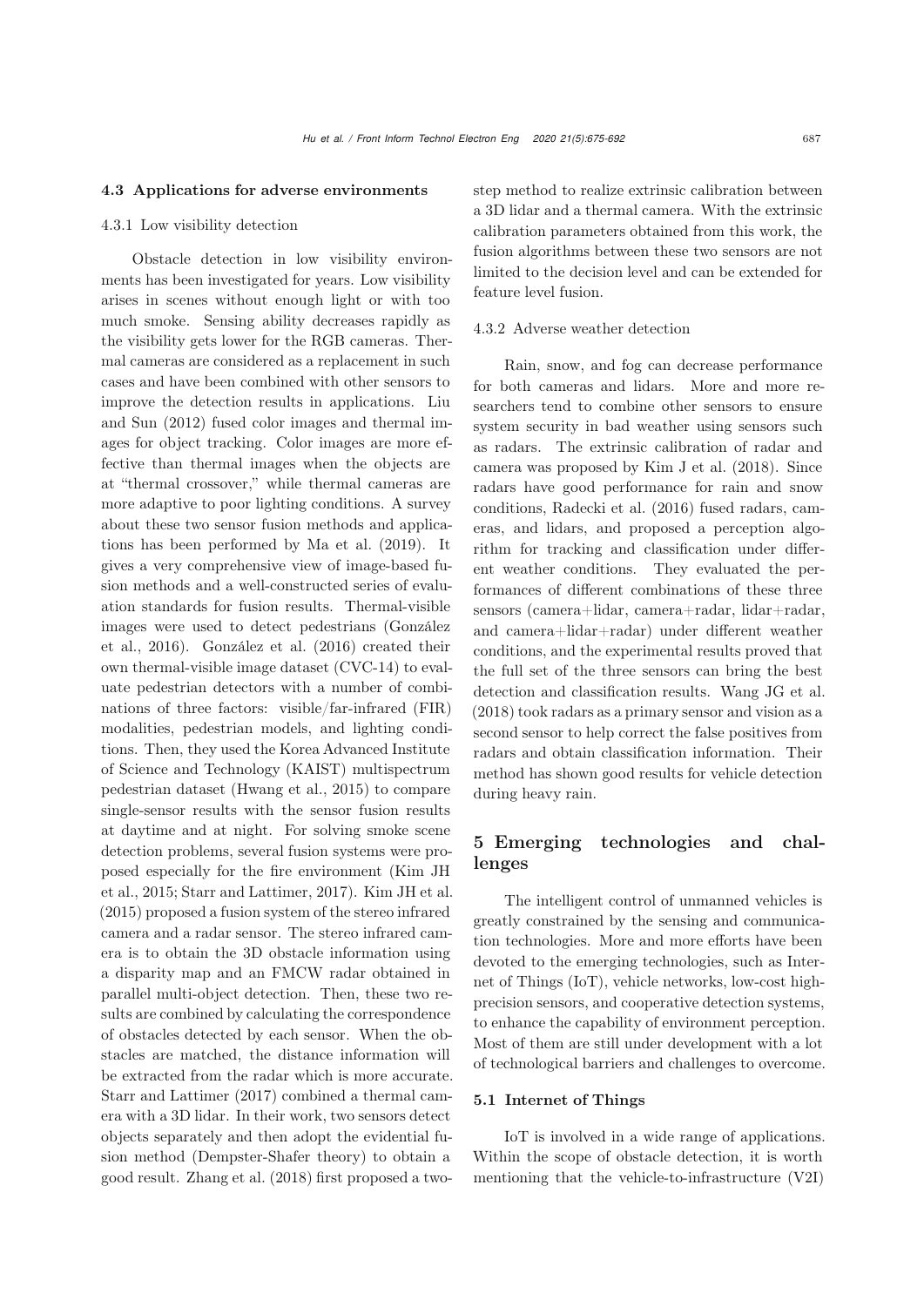### 4.3 Applications for adverse environments

#### 4.3.1 Low visibility detection

Obstacle detection in low visibility environments has been investigated for years. Low visibility arises in scenes without enough light or with too much smoke. Sensing ability decreases rapidly as the visibility gets lower for the RGB cameras. Thermal cameras are considered as a replacement in such cases and have been combined with other sensors to improve the detection results in applications. Liu and Sun (2012) fused color images and thermal images for object tracking. Color images are more effective than thermal images when the objects are at "thermal crossover," while thermal cameras are more adaptive to poor lighting conditions. A survey about these two sensor fusion methods and applications has been performed by Ma et al. (2019). It gives a very comprehensive view of image-based fusion methods and a well-constructed series of evaluation standards for fusion results. Thermal-visible images were used to detect pedestrians (González et al., 2016). González et al. (2016) created their own thermal-visible image dataset (CVC-14) to evaluate pedestrian detectors with a number of combinations of three factors: visible/far-infrared (FIR) modalities, pedestrian models, and lighting conditions. Then, they used the Korea Advanced Institute of Science and Technology (KAIST) multispectrum pedestrian dataset (Hwang et al., 2015) to compare single-sensor results with the sensor fusion results at daytime and at night. For solving smoke scene detection problems, several fusion systems were proposed especially for the fire environment (Kim JH et al., 2015; Starr and Lattimer, 2017). Kim JH et al. (2015) proposed a fusion system of the stereo infrared camera and a radar sensor. The stereo infrared camera is to obtain the 3D obstacle information using a disparity map and an FMCW radar obtained in parallel multi-object detection. Then, these two results are combined by calculating the correspondence of obstacles detected by each sensor. When the obstacles are matched, the distance information will be extracted from the radar which is more accurate. Starr and Lattimer (2017) combined a thermal camera with a 3D lidar. In their work, two sensors detect objects separately and then adopt the evidential fusion method (Dempster-Shafer theory) to obtain a good result. Zhang et al. (2018) first proposed a two-step method to realize extrinsic calibration between a 3D lidar and a thermal camera. With the extrinsic calibration parameters obtained from this work, the fusion algorithms between these two sensors are not limited to the decision level and can be extended for feature level fusion.

#### 4.3.2 Adverse weather detection

Rain, snow, and fog can decrease performance for both cameras and lidars. More and more researchers tend to combine other sensors to ensure system security in bad weather using sensors such as radars. The extrinsic calibration of radar and camera was proposed by Kim J et al. (2018). Since radars have good performance for rain and snow conditions, Radecki et al. (2016) fused radars, cameras, and lidars, and proposed a perception algorithm for tracking and classification under different weather conditions. They evaluated the performances of different combinations of these three sensors (camera+lidar, camera+radar, lidar+radar, and camera+lidar+radar) under different weather conditions, and the experimental results proved that the full set of the three sensors can bring the best detection and classification results. Wang JG et al. (2018) took radars as a primary sensor and vision as a second sensor to help correct the false positives from radars and obtain classification information. Their method has shown good results for vehicle detection during heavy rain.

## 5 Emerging technologies and challenges

The intelligent control of unmanned vehicles is greatly constrained by the sensing and communication technologies. More and more efforts have been devoted to the emerging technologies, such as Internet of Things (IoT), vehicle networks, low-cost high-precision sensors, and cooperative detection systems, to enhance the capability of environment perception. Most of them are still under development with a lot of technological barriers and challenges to overcome.

### 5.1 Internet of Things

IoT is involved in a wide range of applications. Within the scope of obstacle detection, it is worth mentioning that the vehicle-to-infrastructure (V2I)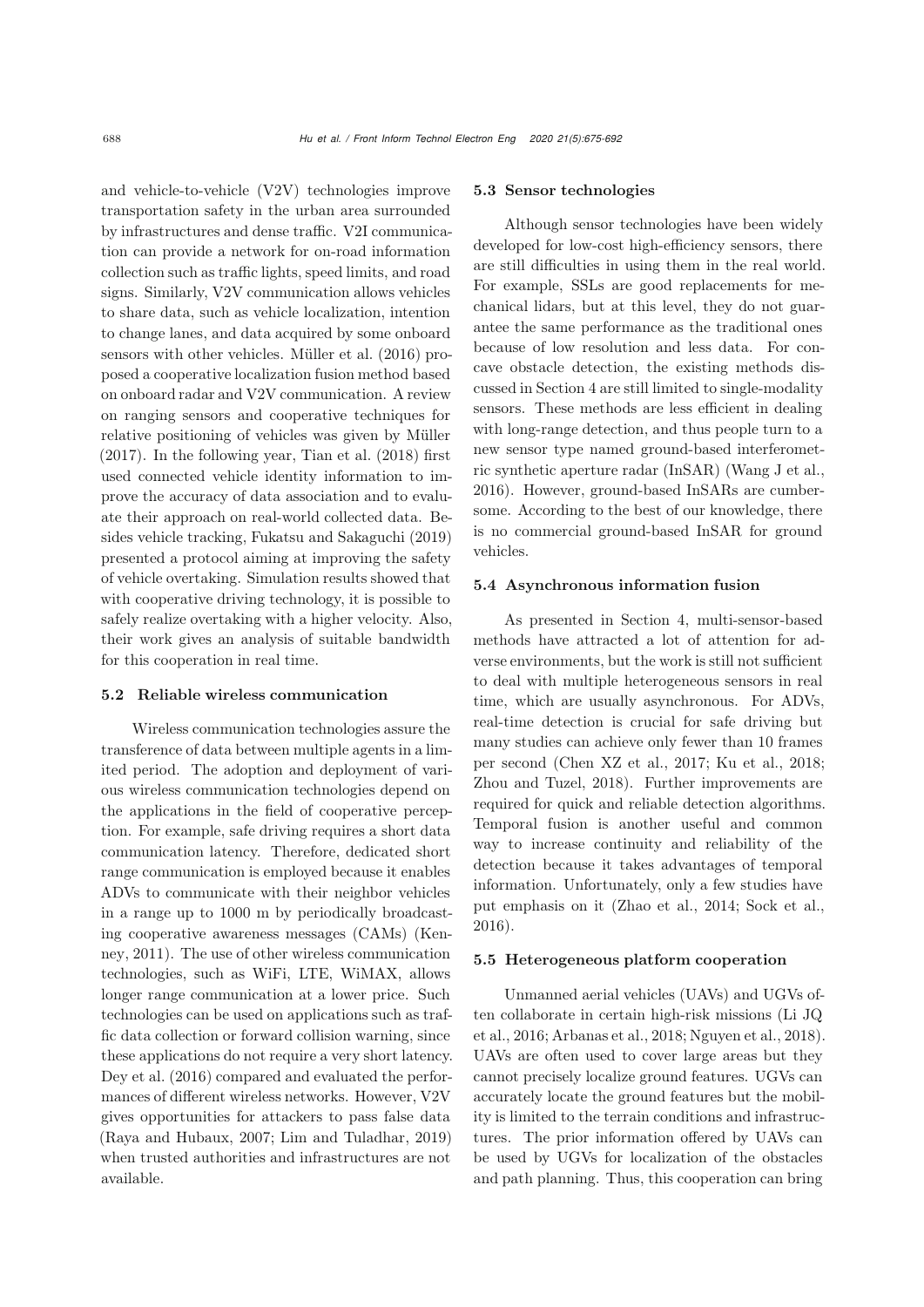and vehicle-to-vehicle (V2V) technologies improve transportation safety in the urban area surrounded by infrastructures and dense traffic. V2I communication can provide a network for on-road information collection such as traffic lights, speed limits, and road signs. Similarly, V2V communication allows vehicles to share data, such as vehicle localization, intention to change lanes, and data acquired by some onboard sensors with other vehicles. Müller et al. (2016) proposed a cooperative localization fusion method based on onboard radar and V2V communication. A review on ranging sensors and cooperative techniques for relative positioning of vehicles was given by Müller (2017). In the following year, Tian et al. (2018) first used connected vehicle identity information to improve the accuracy of data association and to evaluate their approach on real-world collected data. Besides vehicle tracking, Fukatsu and Sakaguchi (2019) presented a protocol aiming at improving the safety of vehicle overtaking. Simulation results showed that with cooperative driving technology, it is possible to safely realize overtaking with a higher velocity. Also, their work gives an analysis of suitable bandwidth for this cooperation in real time.

### 5.2 Reliable wireless communication

Wireless communication technologies assure the transference of data between multiple agents in a limited period. The adoption and deployment of various wireless communication technologies depend on the applications in the field of cooperative perception. For example, safe driving requires a short data communication latency. Therefore, dedicated short range communication is employed because it enables ADVs to communicate with their neighbor vehicles in a range up to 1000 m by periodically broadcasting cooperative awareness messages (CAMs) (Kenney, 2011). The use of other wireless communication technologies, such as WiFi, LTE, WiMAX, allows longer range communication at a lower price. Such technologies can be used on applications such as traffic data collection or forward collision warning, since these applications do not require a very short latency. Dey et al. (2016) compared and evaluated the performances of different wireless networks. However, V2V gives opportunities for attackers to pass false data (Raya and Hubaux, 2007; Lim and Tuladhar, 2019) when trusted authorities and infrastructures are not available.

### 5.3 Sensor technologies

Although sensor technologies have been widely developed for low-cost high-efficiency sensors, there are still difficulties in using them in the real world. For example, SSLs are good replacements for mechanical lidars, but at this level, they do not guarantee the same performance as the traditional ones because of low resolution and less data. For concave obstacle detection, the existing methods discussed in Section 4 are still limited to single-modality sensors. These methods are less efficient in dealing with long-range detection, and thus people turn to a new sensor type named ground-based interferometric synthetic aperture radar (InSAR) (Wang J et al., 2016). However, ground-based InSARs are cumbersome. According to the best of our knowledge, there is no commercial ground-based InSAR for ground vehicles.

### 5.4 Asynchronous information fusion

As presented in Section 4, multi-sensor-based methods have attracted a lot of attention for adverse environments, but the work is still not sufficient to deal with multiple heterogeneous sensors in real time, which are usually asynchronous. For ADVs, real-time detection is crucial for safe driving but many studies can achieve only fewer than 10 frames per second (Chen XZ et al., 2017; Ku et al., 2018; Zhou and Tuzel, 2018). Further improvements are required for quick and reliable detection algorithms. Temporal fusion is another useful and common way to increase continuity and reliability of the detection because it takes advantages of temporal information. Unfortunately, only a few studies have put emphasis on it (Zhao et al., 2014; Sock et al., 2016).

### 5.5 Heterogeneous platform cooperation

Unmanned aerial vehicles (UAVs) and UGVs often collaborate in certain high-risk missions (Li JQ et al., 2016; Arbanas et al., 2018; Nguyen et al., 2018). UAVs are often used to cover large areas but they cannot precisely localize ground features. UGVs can accurately locate the ground features but the mobility is limited to the terrain conditions and infrastructures. The prior information offered by UAVs can be used by UGVs for localization of the obstacles and path planning. Thus, this cooperation can bring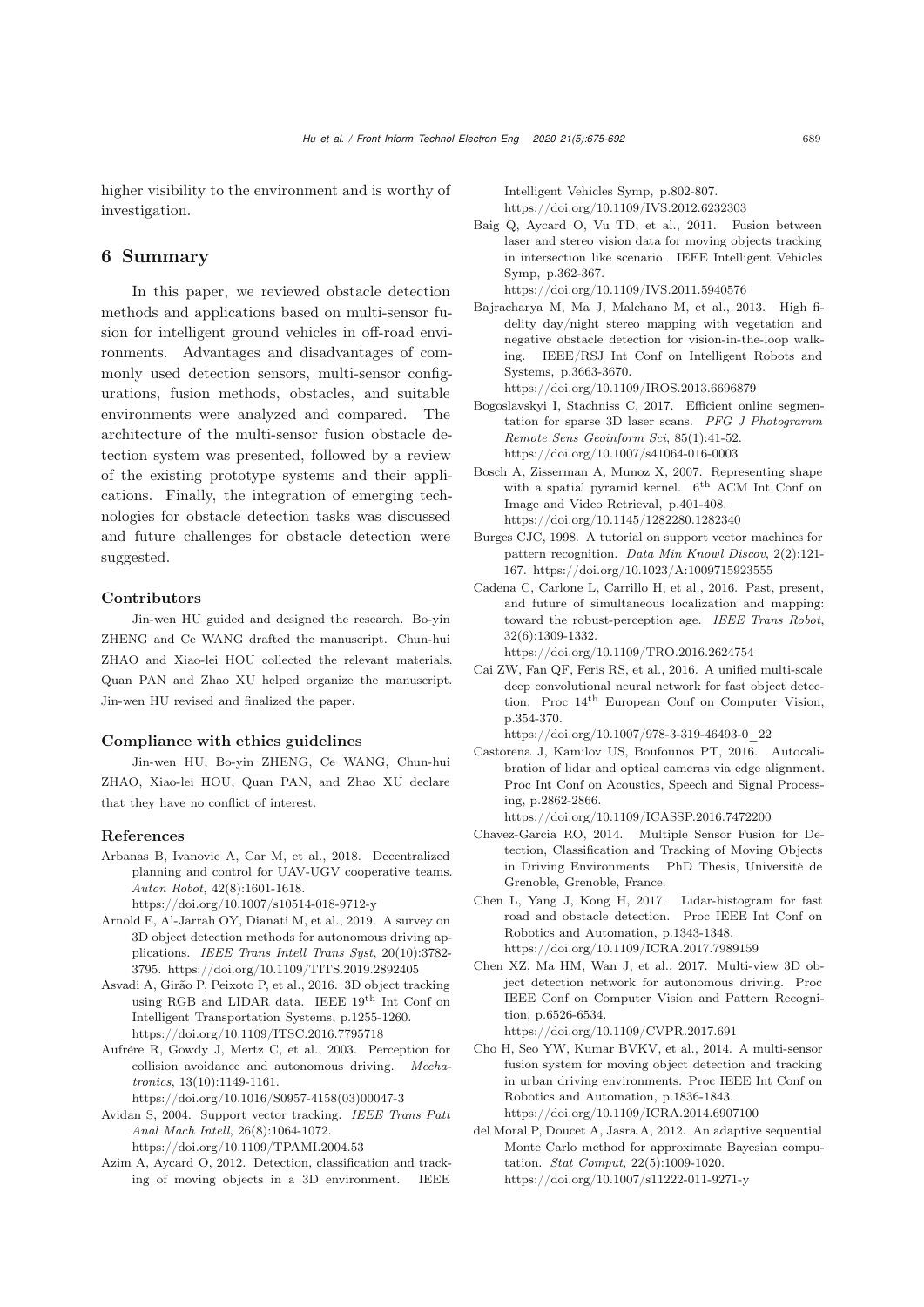higher visibility to the environment and is worthy of investigation.

## 6 Summary

In this paper, we reviewed obstacle detection methods and applications based on multi-sensor fusion for intelligent ground vehicles in off-road environments. Advantages and disadvantages of commonly used detection sensors, multi-sensor configurations, fusion methods, obstacles, and suitable environments were analyzed and compared. The architecture of the multi-sensor fusion obstacle detection system was presented, followed by a review of the existing prototype systems and their applications. Finally, the integration of emerging technologies for obstacle detection tasks was discussed and future challenges for obstacle detection were suggested.

### Contributors

Jin-wen HU guided and designed the research. Bo-yin ZHENG and Ce WANG drafted the manuscript. Chun-hui ZHAO and Xiao-lei HOU collected the relevant materials. Quan PAN and Zhao XU helped organize the manuscript. Jin-wen HU revised and finalized the paper.

### Compliance with ethics guidelines

Jin-wen HU, Bo-yin ZHENG, Ce WANG, Chun-hui ZHAO, Xiao-lei HOU, Quan PAN, and Zhao XU declare that they have no conflict of interest.

### References

Arbanas B, Ivanovic A, Car M, et al., 2018. Decentralized planning and control for UAV-UGV cooperative teams. *Auton Robot*, 42(8):1601-1618. https://doi.org/10.1007/s10514-018-9712-y

Arnold E, Al-Jarrah OY, Dianati M, et al., 2019. A survey on 3D object detection methods for autonomous driving applications. *IEEE Trans Intell Trans Syst*, 20(10):3782-3795. https://doi.org/10.1109/TITS.2019.2892405

Asvadi A, Girão P, Peixoto P, et al., 2016. 3D object tracking using RGB and LIDAR data. IEEE 19th Int Conf on Intelligent Transportation Systems, p.1255-1260. https://doi.org/10.1109/ITSC.2016.7795718

Aufrère R, Gowdy J, Mertz C, et al., 2003. Perception for collision avoidance and autonomous driving. *Mechatronics*, 13(10):1149-1161. https://doi.org/10.1016/S0957-4158(03)00047-3

Avidan S, 2004. Support vector tracking. *IEEE Trans Patt Anal Mach Intell*, 26(8):1064-1072. https://doi.org/10.1109/TPAMI.2004.53

Azim A, Aycard O, 2012. Detection, classification and tracking of moving objects in a 3D environment. IEEE Intelligent Vehicles Symp, p.802-807. https://doi.org/10.1109/IVS.2012.6232303

Baig Q, Aycard O, Vu TD, et al., 2011. Fusion between laser and stereo vision data for moving objects tracking in intersection like scenario. IEEE Intelligent Vehicles Symp, p.362-367. https://doi.org/10.1109/IVS.2011.5940576

Bajracharya M, Ma J, Malchano M, et al., 2013. High fidelity day/night stereo mapping with vegetation and negative obstacle detection for vision-in-the-loop walking. IEEE/RSJ Int Conf on Intelligent Robots and Systems, p.3663-3670. https://doi.org/10.1109/IROS.2013.6696879

Bogoslavskyi I, Stachniss C, 2017. Efficient online segmentation for sparse 3D laser scans. *PFG J Photogramm Remote Sens Geoinform Sci*, 85(1):41-52. https://doi.org/10.1007/s41064-016-0003

Bosch A, Zisserman A, Munoz X, 2007. Representing shape with a spatial pyramid kernel. 6th ACM Int Conf on Image and Video Retrieval, p.401-408. https://doi.org/10.1145/1282280.1282340

Burges CJC, 1998. A tutorial on support vector machines for pattern recognition. *Data Min Knowl Discov*, 2(2):121-167. https://doi.org/10.1023/A:1009715923555

Cadena C, Carlone L, Carrillo H, et al., 2016. Past, present, and future of simultaneous localization and mapping: toward the robust-perception age. *IEEE Trans Robot*, 32(6):1309-1332. https://doi.org/10.1109/TRO.2016.2624754

Cai ZW, Fan QF, Feris RS, et al., 2016. A unified multi-scale deep convolutional neural network for fast object detection. Proc 14th European Conf on Computer Vision, p.354-370. https://doi.org/10.1007/978-3-319-46493-0_22

Castorena J, Kamilov US, Boufounos PT, 2016. Autocalibration of lidar and optical cameras via edge alignment. Proc Int Conf on Acoustics, Speech and Signal Processing, p.2862-2866. https://doi.org/10.1109/ICASSP.2016.7472200

Chavez-Garcia RO, 2014. Multiple Sensor Fusion for Detection, Classification and Tracking of Moving Objects in Driving Environments. PhD Thesis, Université de Grenoble, Grenoble, France.

Chen L, Yang J, Kong H, 2017. Lidar-histogram for fast road and obstacle detection. Proc IEEE Int Conf on Robotics and Automation, p.1343-1348. https://doi.org/10.1109/ICRA.2017.7989159

Chen XZ, Ma HM, Wan J, et al., 2017. Multi-view 3D object detection network for autonomous driving. Proc IEEE Conf on Computer Vision and Pattern Recognition, p.6526-6534. https://doi.org/10.1109/CVPR.2017.691

Cho H, Seo YW, Kumar BVKV, et al., 2014. A multi-sensor fusion system for moving object detection and tracking in urban driving environments. Proc IEEE Int Conf on Robotics and Automation, p.1836-1843. https://doi.org/10.1109/ICRA.2014.6907100

del Moral P, Doucet A, Jasra A, 2012. An adaptive sequential Monte Carlo method for approximate Bayesian computation. *Stat Comput*, 22(5):1009-1020. https://doi.org/10.1007/s11222-011-9271-y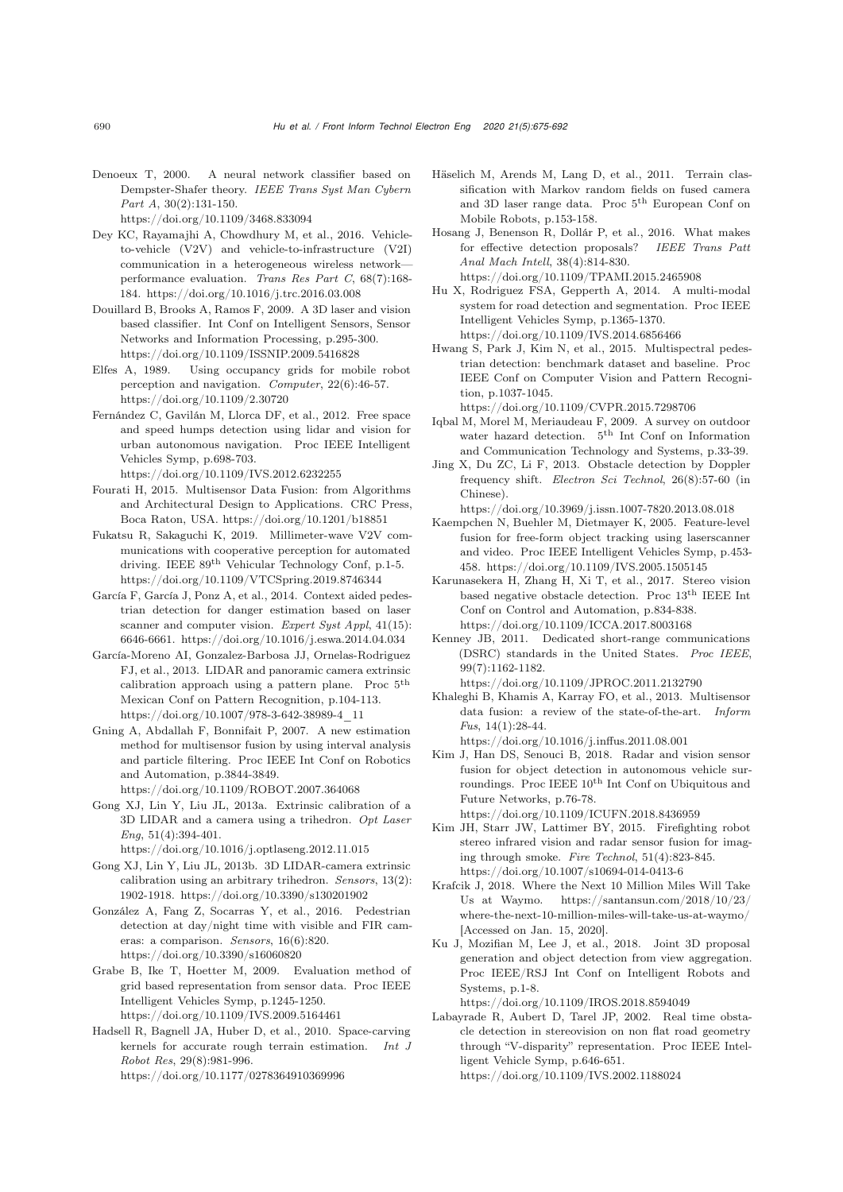Denoeux T, 2000. A neural network classifier based on Dempster-Shafer theory. *IEEE Trans Syst Man Cybern Part A*, 30(2):131-150. https://doi.org/10.1109/3468.833094

Dey KC, Rayamajhi A, Chowdhury M, et al., 2016. Vehicle-to-vehicle (V2V) and vehicle-to-infrastructure (V2I) communication in a heterogeneous wireless network—performance evaluation. *Trans Res Part C*, 68(7):168-184. https://doi.org/10.1016/j.trc.2016.03.008

Douillard B, Brooks A, Ramos F, 2009. A 3D laser and vision based classifier. Int Conf on Intelligent Sensors, Sensor Networks and Information Processing, p.295-300. https://doi.org/10.1109/ISSNIP.2009.5416828

Elfes A, 1989. Using occupancy grids for mobile robot perception and navigation. *Computer*, 22(6):46-57. https://doi.org/10.1109/2.30720

Fernández C, Gavilán M, Llorca DF, et al., 2012. Free space and speed humps detection using lidar and vision for urban autonomous navigation. Proc IEEE Intelligent Vehicles Symp, p.698-703. https://doi.org/10.1109/IVS.2012.6232255

Fourati H, 2015. Multisensor Data Fusion: from Algorithms and Architectural Design to Applications. CRC Press, Boca Raton, USA. https://doi.org/10.1201/b18851

Fukatsu R, Sakaguchi K, 2019. Millimeter-wave V2V communications with cooperative perception for automated driving. IEEE 89th Vehicular Technology Conf, p.1-5. https://doi.org/10.1109/VTCSpring.2019.8746344

García F, García J, Ponz A, et al., 2014. Context aided pedestrian detection for danger estimation based on laser scanner and computer vision. *Expert Syst Appl*, 41(15): 6646-6661. https://doi.org/10.1016/j.eswa.2014.04.034

García-Moreno AI, Gonzalez-Barbosa JJ, Ornelas-Rodriguez FJ, et al., 2013. LIDAR and panoramic camera extrinsic calibration approach using a pattern plane. Proc 5th Mexican Conf on Pattern Recognition, p.104-113. https://doi.org/10.1007/978-3-642-38989-4_11

Gning A, Abdallah F, Bonnifait P, 2007. A new estimation method for multisensor fusion by using interval analysis and particle filtering. Proc IEEE Int Conf on Robotics and Automation, p.3844-3849. https://doi.org/10.1109/ROBOT.2007.364068

Gong XJ, Lin Y, Liu JL, 2013a. Extrinsic calibration of a 3D LIDAR and a camera using a trihedron. *Opt Laser Eng*, 51(4):394-401. https://doi.org/10.1016/j.optlaseng.2012.11.015

Gong XJ, Lin Y, Liu JL, 2013b. 3D LIDAR-camera extrinsic calibration using an arbitrary trihedron. *Sensors*, 13(2): 1902-1918. https://doi.org/10.3390/s130201902

González A, Fang Z, Socarras Y, et al., 2016. Pedestrian detection at day/night time with visible and FIR cameras: a comparison. *Sensors*, 16(6):820. https://doi.org/10.3390/s16060820

Grabe B, Ike T, Hoetter M, 2009. Evaluation method of grid based representation from sensor data. Proc IEEE Intelligent Vehicles Symp, p.1245-1250. https://doi.org/10.1109/IVS.2009.5164461

Hadsell R, Bagnell JA, Huber D, et al., 2010. Space-carving kernels for accurate rough terrain estimation. *Int J Robot Res*, 29(8):981-996. https://doi.org/10.1177/0278364910369996

Häselich M, Arends M, Lang D, et al., 2011. Terrain classification with Markov random fields on fused camera and 3D laser range data. Proc 5th European Conf on Mobile Robots, p.153-158.

Hosang J, Benenson R, Dollár P, et al., 2016. What makes for effective detection proposals? *IEEE Trans Patt Anal Mach Intell*, 38(4):814-830. https://doi.org/10.1109/TPAMI.2015.2465908

Hu X, Rodriguez FSA, Gepperth A, 2014. A multi-modal system for road detection and segmentation. Proc IEEE Intelligent Vehicles Symp, p.1365-1370. https://doi.org/10.1109/IVS.2014.6856466

Hwang S, Park J, Kim N, et al., 2015. Multispectral pedestrian detection: benchmark dataset and baseline. Proc IEEE Conf on Computer Vision and Pattern Recognition, p.1037-1045. https://doi.org/10.1109/CVPR.2015.7298706

Iqbal M, Morel M, Meriaudeau F, 2009. A survey on outdoor water hazard detection. 5th Int Conf on Information and Communication Technology and Systems, p.33-39.

Jing X, Du ZC, Li F, 2013. Obstacle detection by Doppler frequency shift. *Electron Sci Technol*, 26(8):57-60 (in Chinese). https://doi.org/10.3969/j.issn.1007-7820.2013.08.018

Kaempchen N, Buehler M, Dietmayer K, 2005. Feature-level fusion for free-form object tracking using laserscanner and video. Proc IEEE Intelligent Vehicles Symp, p.453-458. https://doi.org/10.1109/IVS.2005.1505145

Karunasekera H, Zhang H, Xi T, et al., 2017. Stereo vision based negative obstacle detection. Proc 13th IEEE Int Conf on Control and Automation, p.834-838. https://doi.org/10.1109/ICCA.2017.8003168

Kenney JB, 2011. Dedicated short-range communications (DSRC) standards in the United States. *Proc IEEE*, 99(7):1162-1182. https://doi.org/10.1109/JPROC.2011.2132790

Khaleghi B, Khamis A, Karray FO, et al., 2013. Multisensor data fusion: a review of the state-of-the-art. *Inform Fus*, 14(1):28-44. https://doi.org/10.1016/j.inffus.2011.08.001

Kim J, Han DS, Senouci B, 2018. Radar and vision sensor fusion for object detection in autonomous vehicle surroundings. Proc IEEE 10th Int Conf on Ubiquitous and Future Networks, p.76-78. https://doi.org/10.1109/ICUFN.2018.8436959

Kim JH, Starr JW, Lattimer BY, 2015. Firefighting robot stereo infrared vision and radar sensor fusion for imaging through smoke. *Fire Technol*, 51(4):823-845. https://doi.org/10.1007/s10694-014-0413-6

Krafcik J, 2018. Where the Next 10 Million Miles Will Take Us at Waymo. https://santansun.com/2018/10/23/where-the-next-10-million-miles-will-take-us-at-waymo/ [Accessed on Jan. 15, 2020].

Ku J, Mozifian M, Lee J, et al., 2018. Joint 3D proposal generation and object detection from view aggregation. Proc IEEE/RSJ Int Conf on Intelligent Robots and Systems, p.1-8. https://doi.org/10.1109/IROS.2018.8594049

Labayrade R, Aubert D, Tarel JP, 2002. Real time obstacle detection in stereovision on non flat road geometry through "V-disparity" representation. Proc IEEE Intelligent Vehicle Symp, p.646-651. https://doi.org/10.1109/IVS.2002.1188024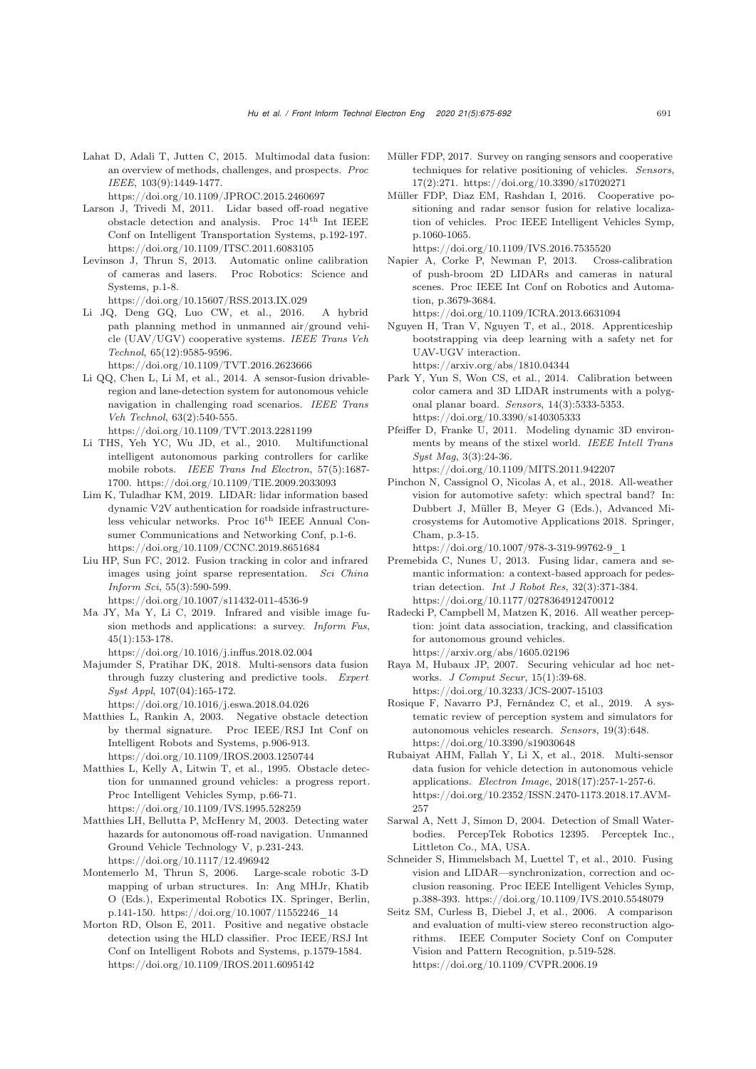Lahat D, Adali T, Jutten C, 2015. Multimodal data fusion: an overview of methods, challenges, and prospects. *Proc IEEE*, 103(9):1449-1477. https://doi.org/10.1109/JPROC.2015.2460697

Larson J, Trivedi M, 2011. Lidar based off-road negative obstacle detection and analysis. Proc 14th Int IEEE Conf on Intelligent Transportation Systems, p.192-197. https://doi.org/10.1109/ITSC.2011.6083105

Levinson J, Thrun S, 2013. Automatic online calibration of cameras and lasers. Proc Robotics: Science and Systems, p.1-8. https://doi.org/10.15607/RSS.2013.IX.029

Li JQ, Deng GQ, Luo CW, et al., 2016. A hybrid path planning method in unmanned air/ground vehicle (UAV/UGV) cooperative systems. *IEEE Trans Veh Technol*, 65(12):9585-9596. https://doi.org/10.1109/TVT.2016.2623666

Li QQ, Chen L, Li M, et al., 2014. A sensor-fusion drivable-region and lane-detection system for autonomous vehicle navigation in challenging road scenarios. *IEEE Trans Veh Technol*, 63(2):540-555. https://doi.org/10.1109/TVT.2013.2281199

Li THS, Yeh YC, Wu JD, et al., 2010. Multifunctional intelligent autonomous parking controllers for carlike mobile robots. *IEEE Trans Ind Electron*, 57(5):1687-1700. https://doi.org/10.1109/TIE.2009.2033093

Lim K, Tuladhar KM, 2019. LIDAR: lidar information based dynamic V2V authentication for roadside infrastructure-less vehicular networks. Proc 16th IEEE Annual Consumer Communications and Networking Conf, p.1-6. https://doi.org/10.1109/CCNC.2019.8651684

Liu HP, Sun FC, 2012. Fusion tracking in color and infrared images using joint sparse representation. *Sci China Inform Sci*, 55(3):590-599. https://doi.org/10.1007/s11432-011-4536-9

Ma JY, Ma Y, Li C, 2019. Infrared and visible image fusion methods and applications: a survey. *Inform Fus*, 45(1):153-178. https://doi.org/10.1016/j.inffus.2018.02.004

Majumder S, Pratihar DK, 2018. Multi-sensors data fusion through fuzzy clustering and predictive tools. *Expert Syst Appl*, 107(04):165-172. https://doi.org/10.1016/j.eswa.2018.04.026

Matthies L, Rankin A, 2003. Negative obstacle detection by thermal signature. Proc IEEE/RSJ Int Conf on Intelligent Robots and Systems, p.906-913. https://doi.org/10.1109/IROS.2003.1250744

Matthies L, Kelly A, Litwin T, et al., 1995. Obstacle detection for unmanned ground vehicles: a progress report. Proc Intelligent Vehicles Symp, p.66-71. https://doi.org/10.1109/IVS.1995.528259

Matthies LH, Bellutta P, McHenry M, 2003. Detecting water hazards for autonomous off-road navigation. Unmanned Ground Vehicle Technology V, p.231-243. https://doi.org/10.1117/12.496942

Montemerlo M, Thrun S, 2006. Large-scale robotic 3-D mapping of urban structures. In: Ang MHJr, Khatib O (Eds.), Experimental Robotics IX. Springer, Berlin, p.141-150. https://doi.org/10.1007/11552246_14

Morton RD, Olson E, 2011. Positive and negative obstacle detection using the HLD classifier. Proc IEEE/RSJ Int Conf on Intelligent Robots and Systems, p.1579-1584. https://doi.org/10.1109/IROS.2011.6095142

Müller FDP, 2017. Survey on ranging sensors and cooperative techniques for relative positioning of vehicles. *Sensors*, 17(2):271. https://doi.org/10.3390/s17020271

Müller FDP, Diaz EM, Rashdan I, 2016. Cooperative positioning and radar sensor fusion for relative localization of vehicles. Proc IEEE Intelligent Vehicles Symp, p.1060-1065. https://doi.org/10.1109/IVS.2016.7535520

Napier A, Corke P, Newman P, 2013. Cross-calibration of push-broom 2D LIDARs and cameras in natural scenes. Proc IEEE Int Conf on Robotics and Automation, p.3679-3684. https://doi.org/10.1109/ICRA.2013.6631094

Nguyen H, Tran V, Nguyen T, et al., 2018. Apprenticeship bootstrapping via deep learning with a safety net for UAV-UGV interaction. https://arxiv.org/abs/1810.04344

Park Y, Yun S, Won CS, et al., 2014. Calibration between color camera and 3D LIDAR instruments with a polygonal planar board. *Sensors*, 14(3):5333-5353. https://doi.org/10.3390/s140305333

Pfeiffer D, Franke U, 2011. Modeling dynamic 3D environments by means of the stixel world. *IEEE Intell Trans Syst Mag*, 3(3):24-36. https://doi.org/10.1109/MITS.2011.942207

Pinchon N, Cassignol O, Nicolas A, et al., 2018. All-weather vision for automotive safety: which spectral band? In: Dubbert J, Müller B, Meyer G (Eds.), Advanced Microsystems for Automotive Applications 2018. Springer, Cham, p.3-15. https://doi.org/10.1007/978-3-319-99762-9_1

Premebida C, Nunes U, 2013. Fusing lidar, camera and semantic information: a context-based approach for pedestrian detection. *Int J Robot Res*, 32(3):371-384. https://doi.org/10.1177/0278364912470012

Radecki P, Campbell M, Matzen K, 2016. All weather perception: joint data association, tracking, and classification for autonomous ground vehicles. https://arxiv.org/abs/1605.02196

Raya M, Hubaux JP, 2007. Securing vehicular ad hoc networks. *J Comput Secur*, 15(1):39-68. https://doi.org/10.3233/JCS-2007-15103

Rosique F, Navarro PJ, Fernández C, et al., 2019. A systematic review of perception system and simulators for autonomous vehicles research. *Sensors*, 19(3):648. https://doi.org/10.3390/s19030648

Rubaiyat AHM, Fallah Y, Li X, et al., 2018. Multi-sensor data fusion for vehicle detection in autonomous vehicle applications. *Electron Image*, 2018(17):257-1-257-6. https://doi.org/10.2352/ISSN.2470-1173.2018.17.AVM-257

Sarwal A, Nett J, Simon D, 2004. Detection of Small Waterbodies. PercepTek Robotics 12395. Perceptek Inc., Littleton Co., MA, USA.

Schneider S, Himmelsbach M, Luettel T, et al., 2010. Fusing vision and LIDAR—synchronization, correction and occlusion reasoning. Proc IEEE Intelligent Vehicles Symp, p.388-393. https://doi.org/10.1109/IVS.2010.5548079

Seitz SM, Curless B, Diebel J, et al., 2006. A comparison and evaluation of multi-view stereo reconstruction algorithms. IEEE Computer Society Conf on Computer Vision and Pattern Recognition, p.519-528. https://doi.org/10.1109/CVPR.2006.19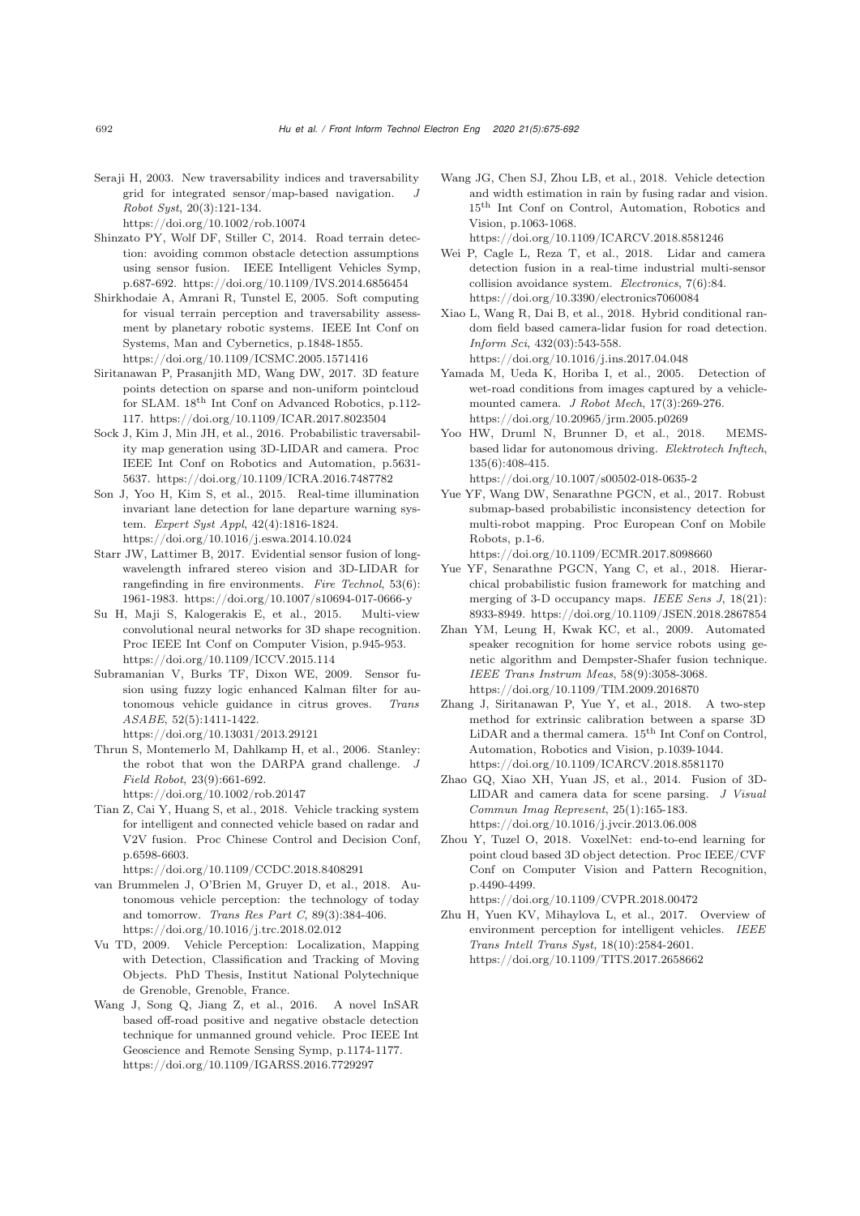Seraji H, 2003. New traversability indices and traversability grid for integrated sensor/map-based navigation. *J Robot Syst*, 20(3):121-134. https://doi.org/10.1002/rob.10074

Shinzato PY, Wolf DF, Stiller C, 2014. Road terrain detection: avoiding common obstacle detection assumptions using sensor fusion. IEEE Intelligent Vehicles Symp, p.687-692. https://doi.org/10.1109/IVS.2014.6856454

Shirkhodaie A, Amrani R, Tunstel E, 2005. Soft computing for visual terrain perception and traversability assessment by planetary robotic systems. IEEE Int Conf on Systems, Man and Cybernetics, p.1848-1855. https://doi.org/10.1109/ICSMC.2005.1571416

Siritanawan P, Prasanjith MD, Wang DW, 2017. 3D feature points detection on sparse and non-uniform pointcloud for SLAM. 18th Int Conf on Advanced Robotics, p.112-117. https://doi.org/10.1109/ICAR.2017.8023504

Sock J, Kim J, Min JH, et al., 2016. Probabilistic traversability map generation using 3D-LIDAR and camera. Proc IEEE Int Conf on Robotics and Automation, p.5631-5637. https://doi.org/10.1109/ICRA.2016.7487782

Son J, Yoo H, Kim S, et al., 2015. Real-time illumination invariant lane detection for lane departure warning system. *Expert Syst Appl*, 42(4):1816-1824. https://doi.org/10.1016/j.eswa.2014.10.024

Starr JW, Lattimer B, 2017. Evidential sensor fusion of long-wavelength infrared stereo vision and 3D-LIDAR for rangefinding in fire environments. *Fire Technol*, 53(6): 1961-1983. https://doi.org/10.1007/s10694-017-0666-y

Su H, Maji S, Kalogerakis E, et al., 2015. Multi-view convolutional neural networks for 3D shape recognition. Proc IEEE Int Conf on Computer Vision, p.945-953. https://doi.org/10.1109/ICCV.2015.114

Subramanian V, Burks TF, Dixon WE, 2009. Sensor fusion using fuzzy logic enhanced Kalman filter for autonomous vehicle guidance in citrus groves. *Trans ASABE*, 52(5):1411-1422. https://doi.org/10.13031/2013.29121

Thrun S, Montemerlo M, Dahlkamp H, et al., 2006. Stanley: the robot that won the DARPA grand challenge. *J Field Robot*, 23(9):661-692. https://doi.org/10.1002/rob.20147

Tian Z, Cai Y, Huang S, et al., 2018. Vehicle tracking system for intelligent and connected vehicle based on radar and V2V fusion. Proc Chinese Control and Decision Conf, p.6598-6603. https://doi.org/10.1109/CCDC.2018.8408291

van Brummelen J, O'Brien M, Gruyer D, et al., 2018. Autonomous vehicle perception: the technology of today and tomorrow. *Trans Res Part C*, 89(3):384-406. https://doi.org/10.1016/j.trc.2018.02.012

Vu TD, 2009. Vehicle Perception: Localization, Mapping with Detection, Classification and Tracking of Moving Objects. PhD Thesis, Institut National Polytechnique de Grenoble, Grenoble, France.

Wang J, Song Q, Jiang Z, et al., 2016. A novel InSAR based off-road positive and negative obstacle detection technique for unmanned ground vehicle. Proc IEEE Int Geoscience and Remote Sensing Symp, p.1174-1177. https://doi.org/10.1109/IGARSS.2016.7729297

Wang JG, Chen SJ, Zhou LB, et al., 2018. Vehicle detection and width estimation in rain by fusing radar and vision. 15th Int Conf on Control, Automation, Robotics and Vision, p.1063-1068. https://doi.org/10.1109/ICARCV.2018.8581246

Wei P, Cagle L, Reza T, et al., 2018. Lidar and camera detection fusion in a real-time industrial multi-sensor collision avoidance system. *Electronics*, 7(6):84. https://doi.org/10.3390/electronics7060084

Xiao L, Wang R, Dai B, et al., 2018. Hybrid conditional random field based camera-lidar fusion for road detection. *Inform Sci*, 432(03):543-558. https://doi.org/10.1016/j.ins.2017.04.048

Yamada M, Ueda K, Horiba I, et al., 2005. Detection of wet-road conditions from images captured by a vehicle-mounted camera. *J Robot Mech*, 17(3):269-276. https://doi.org/10.20965/jrm.2005.p0269

Yoo HW, Druml N, Brunner D, et al., 2018. MEMS-based lidar for autonomous driving. *Elektrotech Inftech*, 135(6):408-415. https://doi.org/10.1007/s00502-018-0635-2

Yue YF, Wang DW, Senarathne PGCN, et al., 2017. Robust submap-based probabilistic inconsistency detection for multi-robot mapping. Proc European Conf on Mobile Robots, p.1-6. https://doi.org/10.1109/ECMR.2017.8098660

Yue YF, Senarathne PGCN, Yang C, et al., 2018. Hierarchical probabilistic fusion framework for matching and merging of 3-D occupancy maps. *IEEE Sens J*, 18(21): 8933-8949. https://doi.org/10.1109/JSEN.2018.2867854

Zhan YM, Leung H, Kwak KC, et al., 2009. Automated speaker recognition for home service robots using genetic algorithm and Dempster-Shafer fusion technique. *IEEE Trans Instrum Meas*, 58(9):3058-3068. https://doi.org/10.1109/TIM.2009.2016870

Zhang J, Siritanawan P, Yue Y, et al., 2018. A two-step method for extrinsic calibration between a sparse 3D LiDAR and a thermal camera. 15th Int Conf on Control, Automation, Robotics and Vision, p.1039-1044. https://doi.org/10.1109/ICARCV.2018.8581170

Zhao GQ, Xiao XH, Yuan JS, et al., 2014. Fusion of 3D-LIDAR and camera data for scene parsing. *J Visual Commun Imag Represent*, 25(1):165-183. https://doi.org/10.1016/j.jvcir.2013.06.008

Zhou Y, Tuzel O, 2018. VoxelNet: end-to-end learning for point cloud based 3D object detection. Proc IEEE/CVF Conf on Computer Vision and Pattern Recognition, p.4490-4499. https://doi.org/10.1109/CVPR.2018.00472

Zhu H, Yuen KV, Mihaylova L, et al., 2017. Overview of environment perception for intelligent vehicles. *IEEE Trans Intell Trans Syst*, 18(10):2584-2601. https://doi.org/10.1109/TITS.2017.2658662